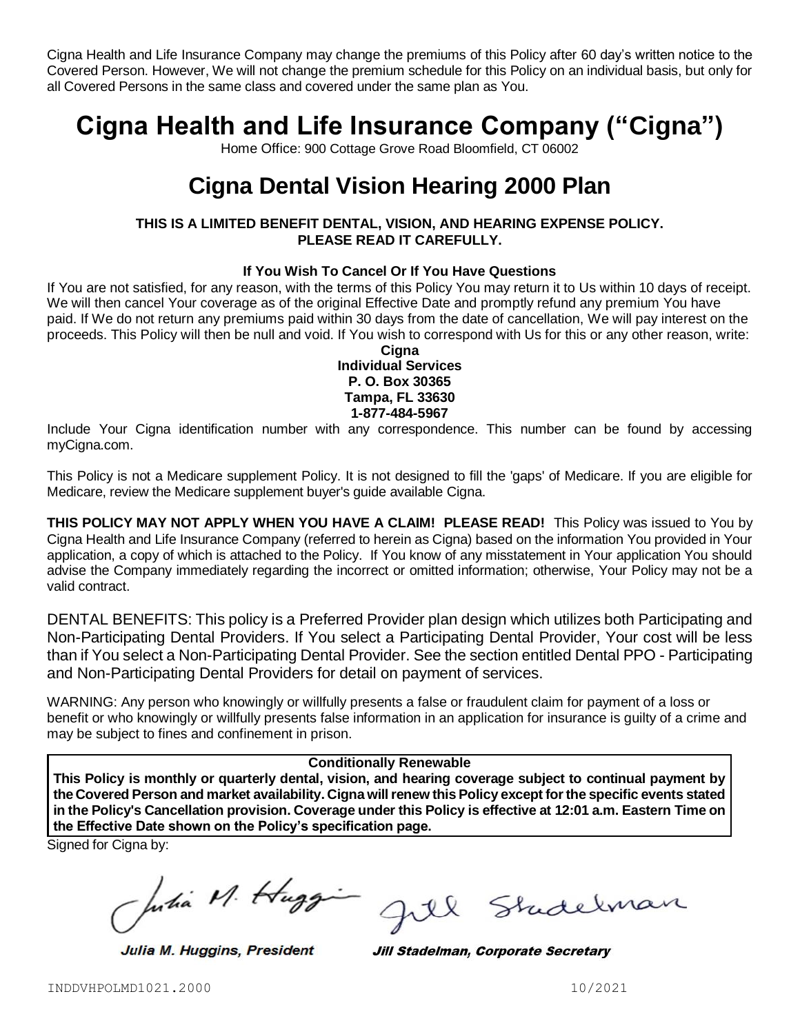Cigna Health and Life Insurance Company may change the premiums of this Policy after 60 day's written notice to the Covered Person. However, We will not change the premium schedule for this Policy on an individual basis, but only for all Covered Persons in the same class and covered under the same plan as You.

# Cigna Health and Life Insurance Company ("Cigna")

Home Office: 900 Cottage Grove Road Bloomfield, CT 06002

# Cigna Dental Vision Hearing 2000 Plan

**THIS IS A LIMITED BENEFIT DENTAL, VISION, AND HEARING EXPENSE POLICY. PLEASE READ IT CAREFULLY.**

**If You Wish To Cancel Or If You Have Questions**

If You are not satisfied, for any reason, with the terms of this Policy You may return it to Us within 10 days of receipt. We will then cancel Your coverage as of the original Effective Date and promptly refund any premium You have paid. If We do not return any premiums paid within 30 days from the date of cancellation, We will pay interest on the proceeds. This Policy will then be null and void. If You wish to correspond with Us for this or any other reason, write:

**Cigna**
**Individual Services**
**P. O. Box 30365**
**Tampa, FL 33630**
**1-877-484-5967**

Include Your Cigna identification number with any correspondence. This number can be found by accessing myCigna.com.

This Policy is not a Medicare supplement Policy. It is not designed to fill the 'gaps' of Medicare. If you are eligible for Medicare, review the Medicare supplement buyer's guide available Cigna.

**THIS POLICY MAY NOT APPLY WHEN YOU HAVE A CLAIM! PLEASE READ!** This Policy was issued to You by Cigna Health and Life Insurance Company (referred to herein as Cigna) based on the information You provided in Your application, a copy of which is attached to the Policy. If You know of any misstatement in Your application You should advise the Company immediately regarding the incorrect or omitted information; otherwise, Your Policy may not be a valid contract.

DENTAL BENEFITS: This policy is a Preferred Provider plan design which utilizes both Participating and Non-Participating Dental Providers. If You select a Participating Dental Provider, Your cost will be less than if You select a Non-Participating Dental Provider. See the section entitled Dental PPO - Participating and Non-Participating Dental Providers for detail on payment of services.

WARNING: Any person who knowingly or willfully presents a false or fraudulent claim for payment of a loss or benefit or who knowingly or willfully presents false information in an application for insurance is guilty of a crime and may be subject to fines and confinement in prison.

**Conditionally Renewable**

**This Policy is monthly or quarterly dental, vision, and hearing coverage subject to continual payment by the Covered Person and market availability. Cigna will renew this Policy except for the specific events stated in the Policy's Cancellation provision. Coverage under this Policy is effective at 12:01 a.m. Eastern Time on the Effective Date shown on the Policy's specification page.**

Signed for Cigna by:

*Julia M. Huggins, President* *Jill Stadelman, Corporate Secretary*

INDDVHPOLMD1021.2000 10/2021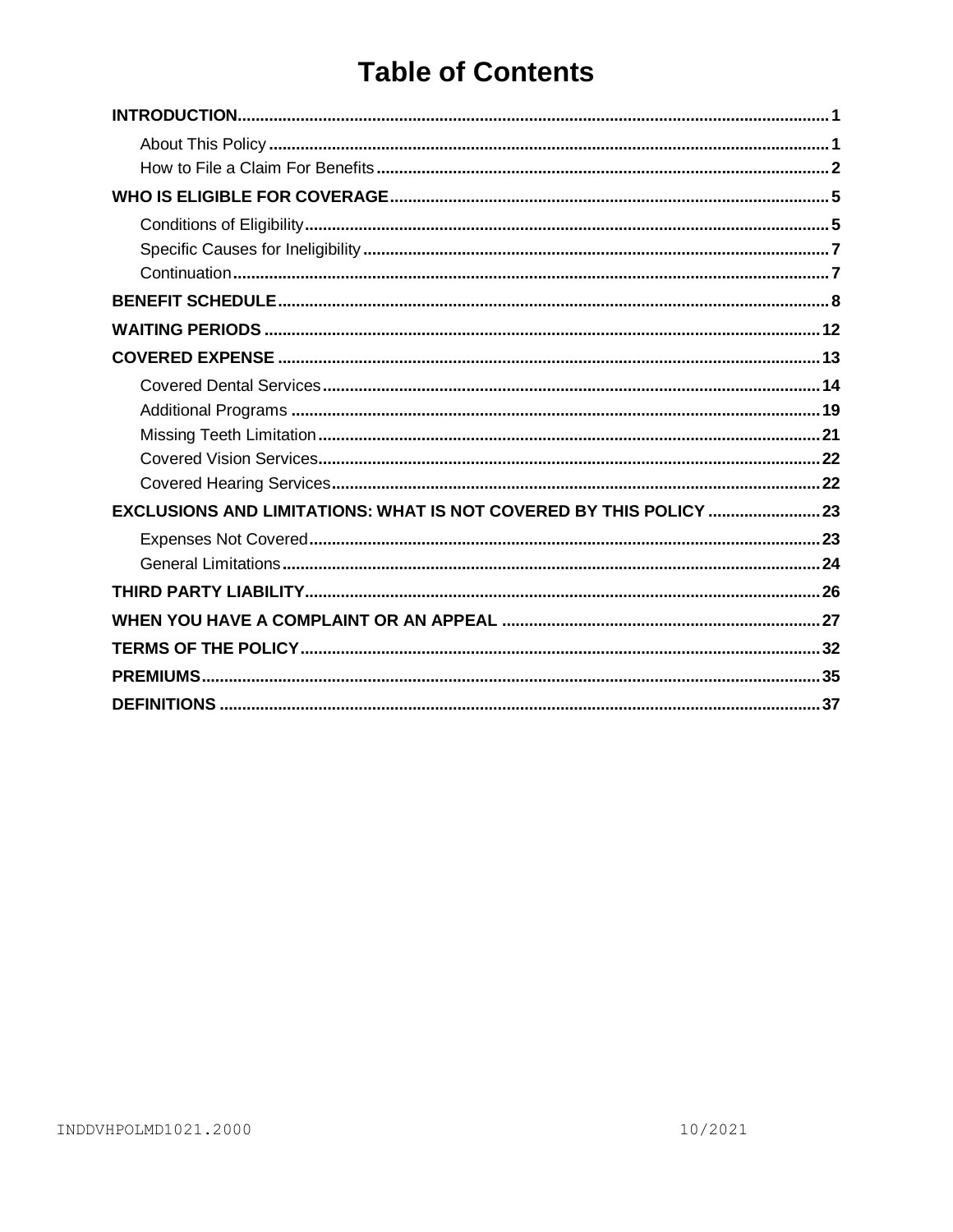# Table of Contents

**INTRODUCTION** .......... 1
- About This Policy .......... 1
- How to File a Claim For Benefits .......... 2

**WHO IS ELIGIBLE FOR COVERAGE** .......... 5
- Conditions of Eligibility .......... 5
- Specific Causes for Ineligibility .......... 7
- Continuation .......... 7

**BENEFIT SCHEDULE** .......... 8

**WAITING PERIODS** .......... 12

**COVERED EXPENSE** .......... 13
- Covered Dental Services .......... 14
- Additional Programs .......... 19
- Missing Teeth Limitation .......... 21
- Covered Vision Services .......... 22
- Covered Hearing Services .......... 22

**EXCLUSIONS AND LIMITATIONS: WHAT IS NOT COVERED BY THIS POLICY** .......... 23
- Expenses Not Covered .......... 23
- General Limitations .......... 24

**THIRD PARTY LIABILITY** .......... 26

**WHEN YOU HAVE A COMPLAINT OR AN APPEAL** .......... 27

**TERMS OF THE POLICY** .......... 32

**PREMIUMS** .......... 35

**DEFINITIONS** .......... 37

INDDVHPOLMD1021.2000 10/2021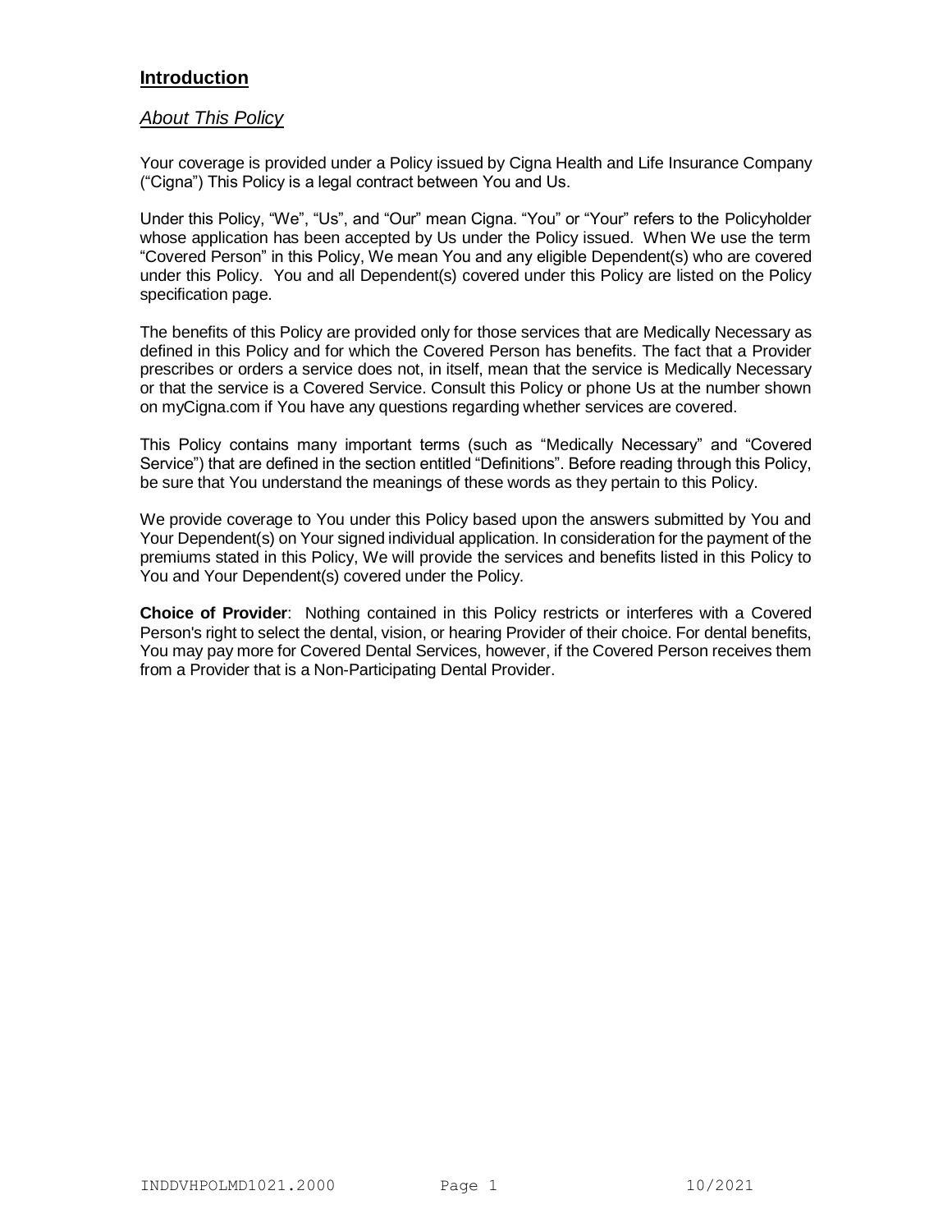## Introduction

### *About This Policy*

Your coverage is provided under a Policy issued by Cigna Health and Life Insurance Company ("Cigna") This Policy is a legal contract between You and Us.

Under this Policy, "We", "Us", and "Our" mean Cigna. "You" or "Your" refers to the Policyholder whose application has been accepted by Us under the Policy issued. When We use the term "Covered Person" in this Policy, We mean You and any eligible Dependent(s) who are covered under this Policy. You and all Dependent(s) covered under this Policy are listed on the Policy specification page.

The benefits of this Policy are provided only for those services that are Medically Necessary as defined in this Policy and for which the Covered Person has benefits. The fact that a Provider prescribes or orders a service does not, in itself, mean that the service is Medically Necessary or that the service is a Covered Service. Consult this Policy or phone Us at the number shown on myCigna.com if You have any questions regarding whether services are covered.

This Policy contains many important terms (such as "Medically Necessary" and "Covered Service") that are defined in the section entitled "Definitions". Before reading through this Policy, be sure that You understand the meanings of these words as they pertain to this Policy.

We provide coverage to You under this Policy based upon the answers submitted by You and Your Dependent(s) on Your signed individual application. In consideration for the payment of the premiums stated in this Policy, We will provide the services and benefits listed in this Policy to You and Your Dependent(s) covered under the Policy.

**Choice of Provider**: Nothing contained in this Policy restricts or interferes with a Covered Person's right to select the dental, vision, or hearing Provider of their choice. For dental benefits, You may pay more for Covered Dental Services, however, if the Covered Person receives them from a Provider that is a Non-Participating Dental Provider.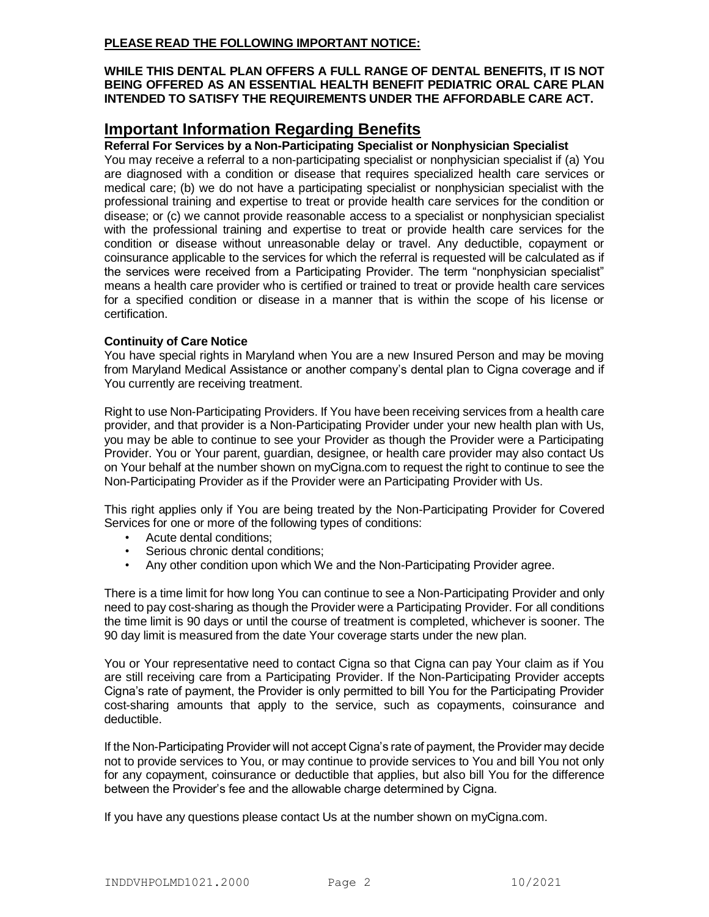**PLEASE READ THE FOLLOWING IMPORTANT NOTICE:**

**WHILE THIS DENTAL PLAN OFFERS A FULL RANGE OF DENTAL BENEFITS, IT IS NOT BEING OFFERED AS AN ESSENTIAL HEALTH BENEFIT PEDIATRIC ORAL CARE PLAN INTENDED TO SATISFY THE REQUIREMENTS UNDER THE AFFORDABLE CARE ACT.**

# Important Information Regarding Benefits

**Referral For Services by a Non-Participating Specialist or Nonphysician Specialist**

You may receive a referral to a non-participating specialist or nonphysician specialist if (a) You are diagnosed with a condition or disease that requires specialized health care services or medical care; (b) we do not have a participating specialist or nonphysician specialist with the professional training and expertise to treat or provide health care services for the condition or disease; or (c) we cannot provide reasonable access to a specialist or nonphysician specialist with the professional training and expertise to treat or provide health care services for the condition or disease without unreasonable delay or travel. Any deductible, copayment or coinsurance applicable to the services for which the referral is requested will be calculated as if the services were received from a Participating Provider. The term "nonphysician specialist" means a health care provider who is certified or trained to treat or provide health care services for a specified condition or disease in a manner that is within the scope of his license or certification.

**Continuity of Care Notice**

You have special rights in Maryland when You are a new Insured Person and may be moving from Maryland Medical Assistance or another company's dental plan to Cigna coverage and if You currently are receiving treatment.

Right to use Non-Participating Providers. If You have been receiving services from a health care provider, and that provider is a Non-Participating Provider under your new health plan with Us, you may be able to continue to see your Provider as though the Provider were a Participating Provider. You or Your parent, guardian, designee, or health care provider may also contact Us on Your behalf at the number shown on myCigna.com to request the right to continue to see the Non-Participating Provider as if the Provider were an Participating Provider with Us.

This right applies only if You are being treated by the Non-Participating Provider for Covered Services for one or more of the following types of conditions:

- Acute dental conditions;
- Serious chronic dental conditions;
- Any other condition upon which We and the Non-Participating Provider agree.

There is a time limit for how long You can continue to see a Non-Participating Provider and only need to pay cost-sharing as though the Provider were a Participating Provider. For all conditions the time limit is 90 days or until the course of treatment is completed, whichever is sooner. The 90 day limit is measured from the date Your coverage starts under the new plan.

You or Your representative need to contact Cigna so that Cigna can pay Your claim as if You are still receiving care from a Participating Provider. If the Non-Participating Provider accepts Cigna's rate of payment, the Provider is only permitted to bill You for the Participating Provider cost-sharing amounts that apply to the service, such as copayments, coinsurance and deductible.

If the Non-Participating Provider will not accept Cigna's rate of payment, the Provider may decide not to provide services to You, or may continue to provide services to You and bill You not only for any copayment, coinsurance or deductible that applies, but also bill You for the difference between the Provider's fee and the allowable charge determined by Cigna.

If you have any questions please contact Us at the number shown on myCigna.com.

INDDVHPOLMD1021.2000 10/2021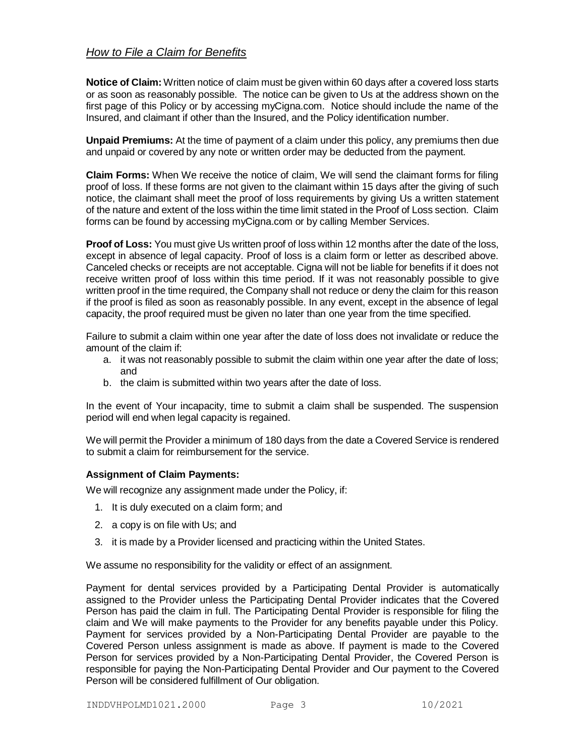## *How to File a Claim for Benefits*

**Notice of Claim:** Written notice of claim must be given within 60 days after a covered loss starts or as soon as reasonably possible. The notice can be given to Us at the address shown on the first page of this Policy or by accessing myCigna.com. Notice should include the name of the Insured, and claimant if other than the Insured, and the Policy identification number.

**Unpaid Premiums:** At the time of payment of a claim under this policy, any premiums then due and unpaid or covered by any note or written order may be deducted from the payment.

**Claim Forms:** When We receive the notice of claim, We will send the claimant forms for filing proof of loss. If these forms are not given to the claimant within 15 days after the giving of such notice, the claimant shall meet the proof of loss requirements by giving Us a written statement of the nature and extent of the loss within the time limit stated in the Proof of Loss section. Claim forms can be found by accessing myCigna.com or by calling Member Services.

**Proof of Loss:** You must give Us written proof of loss within 12 months after the date of the loss, except in absence of legal capacity. Proof of loss is a claim form or letter as described above. Canceled checks or receipts are not acceptable. Cigna will not be liable for benefits if it does not receive written proof of loss within this time period. If it was not reasonably possible to give written proof in the time required, the Company shall not reduce or deny the claim for this reason if the proof is filed as soon as reasonably possible. In any event, except in the absence of legal capacity, the proof required must be given no later than one year from the time specified.

Failure to submit a claim within one year after the date of loss does not invalidate or reduce the amount of the claim if:

a. it was not reasonably possible to submit the claim within one year after the date of loss; and
b. the claim is submitted within two years after the date of loss.

In the event of Your incapacity, time to submit a claim shall be suspended. The suspension period will end when legal capacity is regained.

We will permit the Provider a minimum of 180 days from the date a Covered Service is rendered to submit a claim for reimbursement for the service.

**Assignment of Claim Payments:**

We will recognize any assignment made under the Policy, if:

1. It is duly executed on a claim form; and
2. a copy is on file with Us; and
3. it is made by a Provider licensed and practicing within the United States.

We assume no responsibility for the validity or effect of an assignment.

Payment for dental services provided by a Participating Dental Provider is automatically assigned to the Provider unless the Participating Dental Provider indicates that the Covered Person has paid the claim in full. The Participating Dental Provider is responsible for filing the claim and We will make payments to the Provider for any benefits payable under this Policy. Payment for services provided by a Non-Participating Dental Provider are payable to the Covered Person unless assignment is made as above. If payment is made to the Covered Person for services provided by a Non-Participating Dental Provider, the Covered Person is responsible for paying the Non-Participating Dental Provider and Our payment to the Covered Person will be considered fulfillment of Our obligation.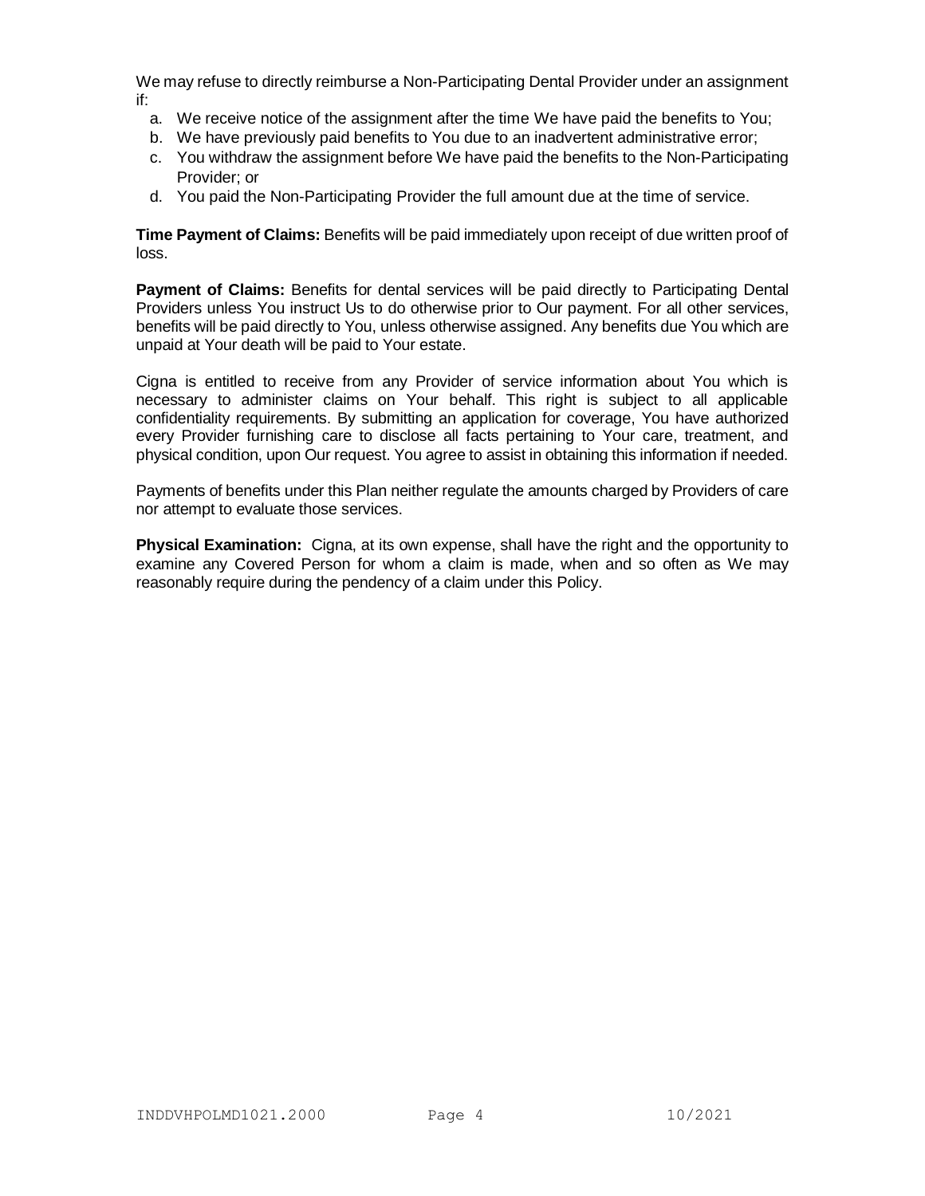We may refuse to directly reimburse a Non-Participating Dental Provider under an assignment if:

a. We receive notice of the assignment after the time We have paid the benefits to You;
b. We have previously paid benefits to You due to an inadvertent administrative error;
c. You withdraw the assignment before We have paid the benefits to the Non-Participating Provider; or
d. You paid the Non-Participating Provider the full amount due at the time of service.

**Time Payment of Claims:** Benefits will be paid immediately upon receipt of due written proof of loss.

**Payment of Claims:** Benefits for dental services will be paid directly to Participating Dental Providers unless You instruct Us to do otherwise prior to Our payment. For all other services, benefits will be paid directly to You, unless otherwise assigned. Any benefits due You which are unpaid at Your death will be paid to Your estate.

Cigna is entitled to receive from any Provider of service information about You which is necessary to administer claims on Your behalf. This right is subject to all applicable confidentiality requirements. By submitting an application for coverage, You have authorized every Provider furnishing care to disclose all facts pertaining to Your care, treatment, and physical condition, upon Our request. You agree to assist in obtaining this information if needed.

Payments of benefits under this Plan neither regulate the amounts charged by Providers of care nor attempt to evaluate those services.

**Physical Examination:** Cigna, at its own expense, shall have the right and the opportunity to examine any Covered Person for whom a claim is made, when and so often as We may reasonably require during the pendency of a claim under this Policy.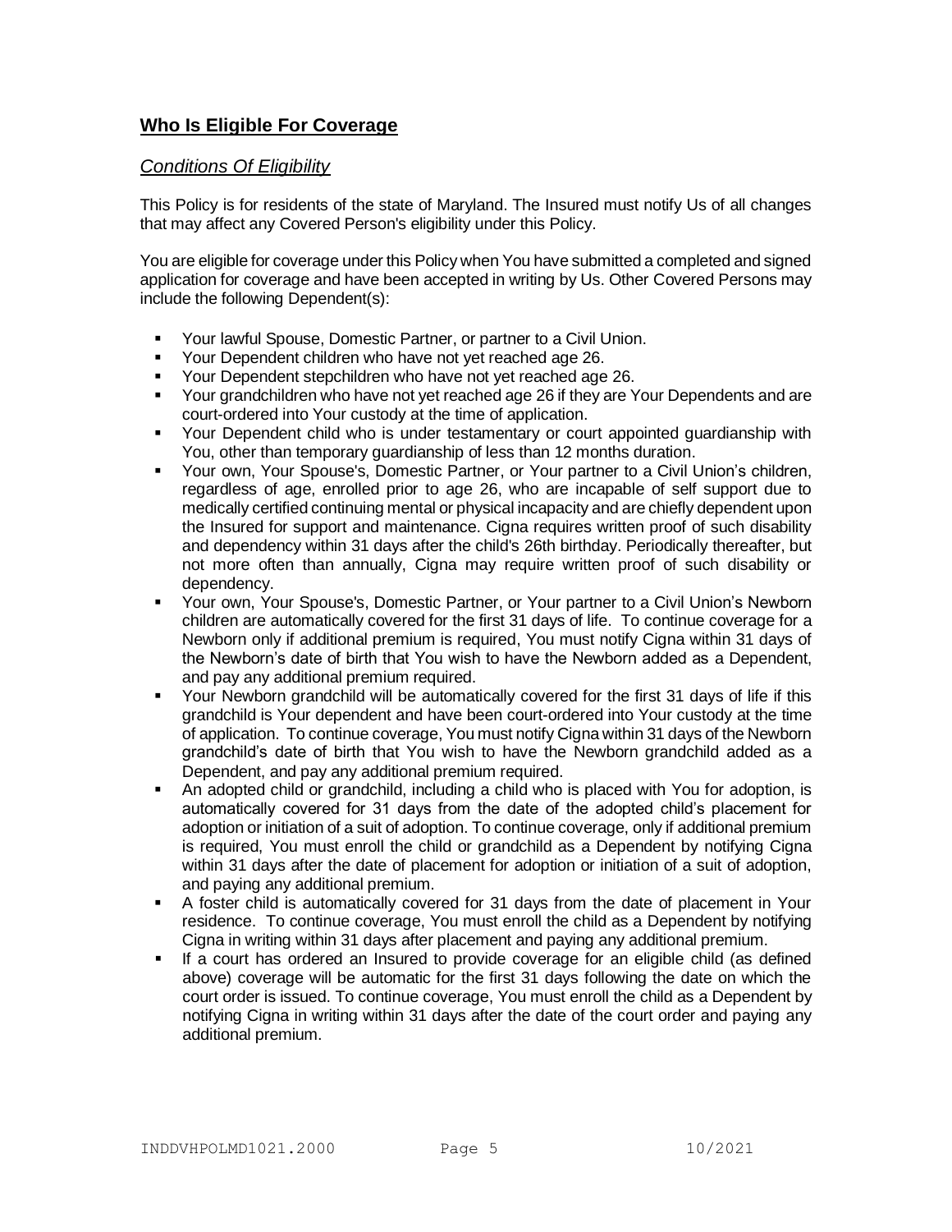## **Who Is Eligible For Coverage**

### *Conditions Of Eligibility*

This Policy is for residents of the state of Maryland. The Insured must notify Us of all changes that may affect any Covered Person's eligibility under this Policy.

You are eligible for coverage under this Policy when You have submitted a completed and signed application for coverage and have been accepted in writing by Us. Other Covered Persons may include the following Dependent(s):

- Your lawful Spouse, Domestic Partner, or partner to a Civil Union.
- Your Dependent children who have not yet reached age 26.
- Your Dependent stepchildren who have not yet reached age 26.
- Your grandchildren who have not yet reached age 26 if they are Your Dependents and are court-ordered into Your custody at the time of application.
- Your Dependent child who is under testamentary or court appointed guardianship with You, other than temporary guardianship of less than 12 months duration.
- Your own, Your Spouse's, Domestic Partner, or Your partner to a Civil Union's children, regardless of age, enrolled prior to age 26, who are incapable of self support due to medically certified continuing mental or physical incapacity and are chiefly dependent upon the Insured for support and maintenance. Cigna requires written proof of such disability and dependency within 31 days after the child's 26th birthday. Periodically thereafter, but not more often than annually, Cigna may require written proof of such disability or dependency.
- Your own, Your Spouse's, Domestic Partner, or Your partner to a Civil Union's Newborn children are automatically covered for the first 31 days of life. To continue coverage for a Newborn only if additional premium is required, You must notify Cigna within 31 days of the Newborn's date of birth that You wish to have the Newborn added as a Dependent, and pay any additional premium required.
- Your Newborn grandchild will be automatically covered for the first 31 days of life if this grandchild is Your dependent and have been court-ordered into Your custody at the time of application. To continue coverage, You must notify Cigna within 31 days of the Newborn grandchild's date of birth that You wish to have the Newborn grandchild added as a Dependent, and pay any additional premium required.
- An adopted child or grandchild, including a child who is placed with You for adoption, is automatically covered for 31 days from the date of the adopted child's placement for adoption or initiation of a suit of adoption. To continue coverage, only if additional premium is required, You must enroll the child or grandchild as a Dependent by notifying Cigna within 31 days after the date of placement for adoption or initiation of a suit of adoption, and paying any additional premium.
- A foster child is automatically covered for 31 days from the date of placement in Your residence. To continue coverage, You must enroll the child as a Dependent by notifying Cigna in writing within 31 days after placement and paying any additional premium.
- If a court has ordered an Insured to provide coverage for an eligible child (as defined above) coverage will be automatic for the first 31 days following the date on which the court order is issued. To continue coverage, You must enroll the child as a Dependent by notifying Cigna in writing within 31 days after the date of the court order and paying any additional premium.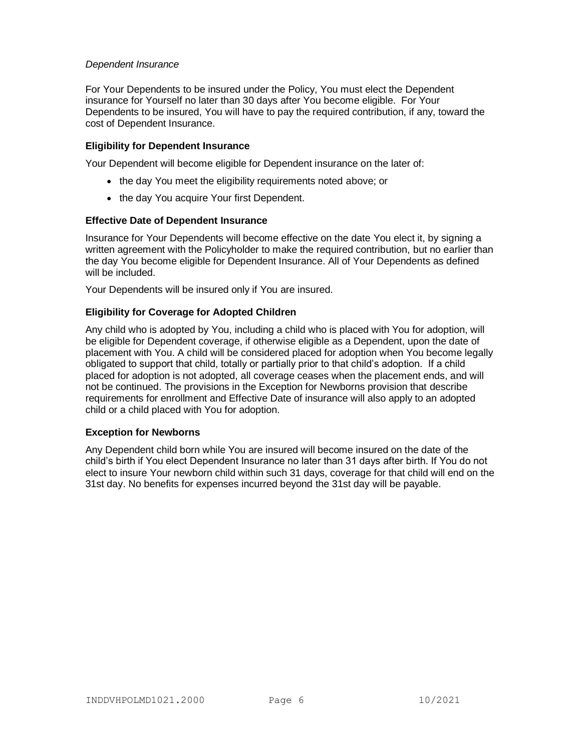*Dependent Insurance*

For Your Dependents to be insured under the Policy, You must elect the Dependent insurance for Yourself no later than 30 days after You become eligible. For Your Dependents to be insured, You will have to pay the required contribution, if any, toward the cost of Dependent Insurance.

**Eligibility for Dependent Insurance**

Your Dependent will become eligible for Dependent insurance on the later of:

- the day You meet the eligibility requirements noted above; or
- the day You acquire Your first Dependent.

**Effective Date of Dependent Insurance**

Insurance for Your Dependents will become effective on the date You elect it, by signing a written agreement with the Policyholder to make the required contribution, but no earlier than the day You become eligible for Dependent Insurance. All of Your Dependents as defined will be included.

Your Dependents will be insured only if You are insured.

**Eligibility for Coverage for Adopted Children**

Any child who is adopted by You, including a child who is placed with You for adoption, will be eligible for Dependent coverage, if otherwise eligible as a Dependent, upon the date of placement with You. A child will be considered placed for adoption when You become legally obligated to support that child, totally or partially prior to that child's adoption. If a child placed for adoption is not adopted, all coverage ceases when the placement ends, and will not be continued. The provisions in the Exception for Newborns provision that describe requirements for enrollment and Effective Date of insurance will also apply to an adopted child or a child placed with You for adoption.

**Exception for Newborns**

Any Dependent child born while You are insured will become insured on the date of the child's birth if You elect Dependent Insurance no later than 31 days after birth. If You do not elect to insure Your newborn child within such 31 days, coverage for that child will end on the 31st day. No benefits for expenses incurred beyond the 31st day will be payable.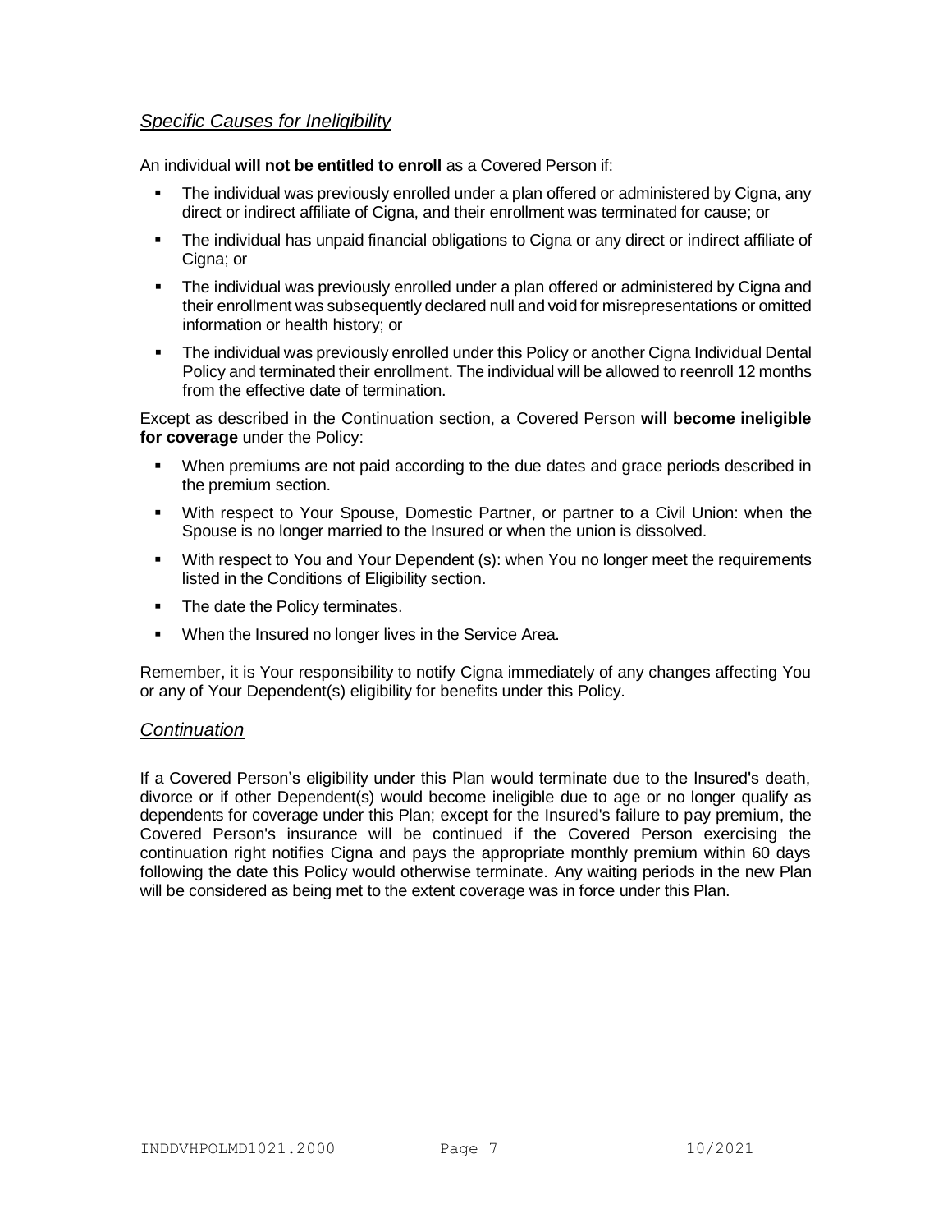## *Specific Causes for Ineligibility*

An individual **will not be entitled to enroll** as a Covered Person if:

- The individual was previously enrolled under a plan offered or administered by Cigna, any direct or indirect affiliate of Cigna, and their enrollment was terminated for cause; or
- The individual has unpaid financial obligations to Cigna or any direct or indirect affiliate of Cigna; or
- The individual was previously enrolled under a plan offered or administered by Cigna and their enrollment was subsequently declared null and void for misrepresentations or omitted information or health history; or
- The individual was previously enrolled under this Policy or another Cigna Individual Dental Policy and terminated their enrollment. The individual will be allowed to reenroll 12 months from the effective date of termination.

Except as described in the Continuation section, a Covered Person **will become ineligible for coverage** under the Policy:

- When premiums are not paid according to the due dates and grace periods described in the premium section.
- With respect to Your Spouse, Domestic Partner, or partner to a Civil Union: when the Spouse is no longer married to the Insured or when the union is dissolved.
- With respect to You and Your Dependent (s): when You no longer meet the requirements listed in the Conditions of Eligibility section.
- The date the Policy terminates.
- When the Insured no longer lives in the Service Area.

Remember, it is Your responsibility to notify Cigna immediately of any changes affecting You or any of Your Dependent(s) eligibility for benefits under this Policy.

## *Continuation*

If a Covered Person's eligibility under this Plan would terminate due to the Insured's death, divorce or if other Dependent(s) would become ineligible due to age or no longer qualify as dependents for coverage under this Plan; except for the Insured's failure to pay premium, the Covered Person's insurance will be continued if the Covered Person exercising the continuation right notifies Cigna and pays the appropriate monthly premium within 60 days following the date this Policy would otherwise terminate. Any waiting periods in the new Plan will be considered as being met to the extent coverage was in force under this Plan.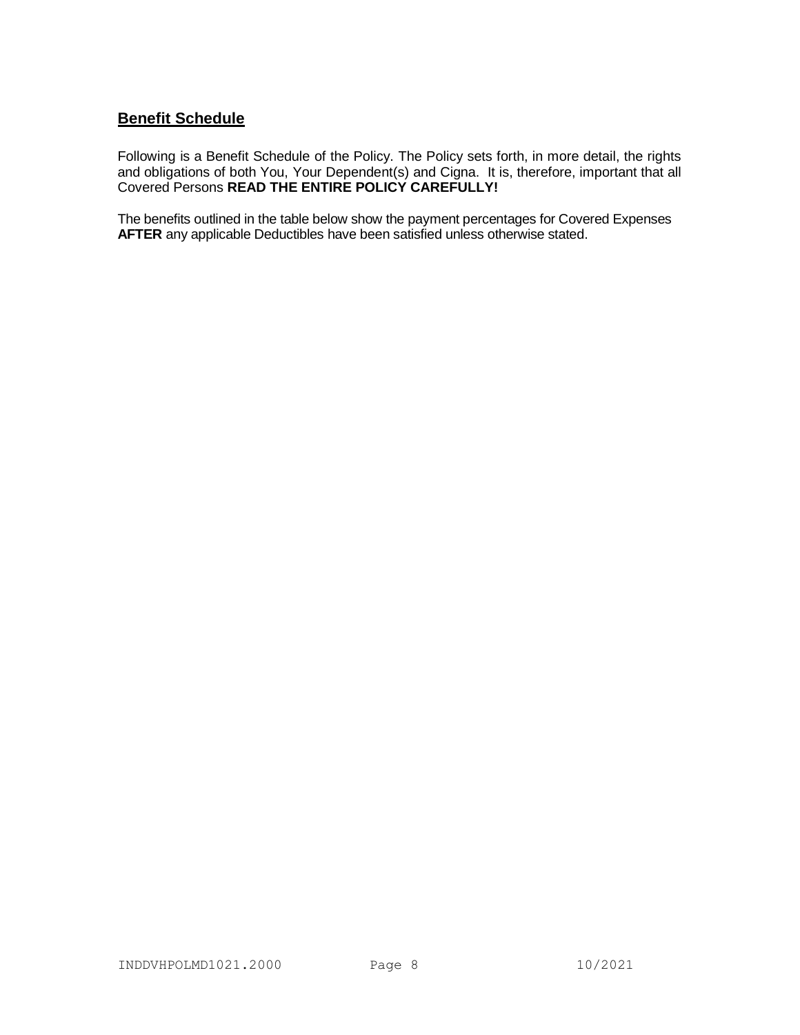## Benefit Schedule

Following is a Benefit Schedule of the Policy. The Policy sets forth, in more detail, the rights and obligations of both You, Your Dependent(s) and Cigna. It is, therefore, important that all Covered Persons **READ THE ENTIRE POLICY CAREFULLY!**

The benefits outlined in the table below show the payment percentages for Covered Expenses **AFTER** any applicable Deductibles have been satisfied unless otherwise stated.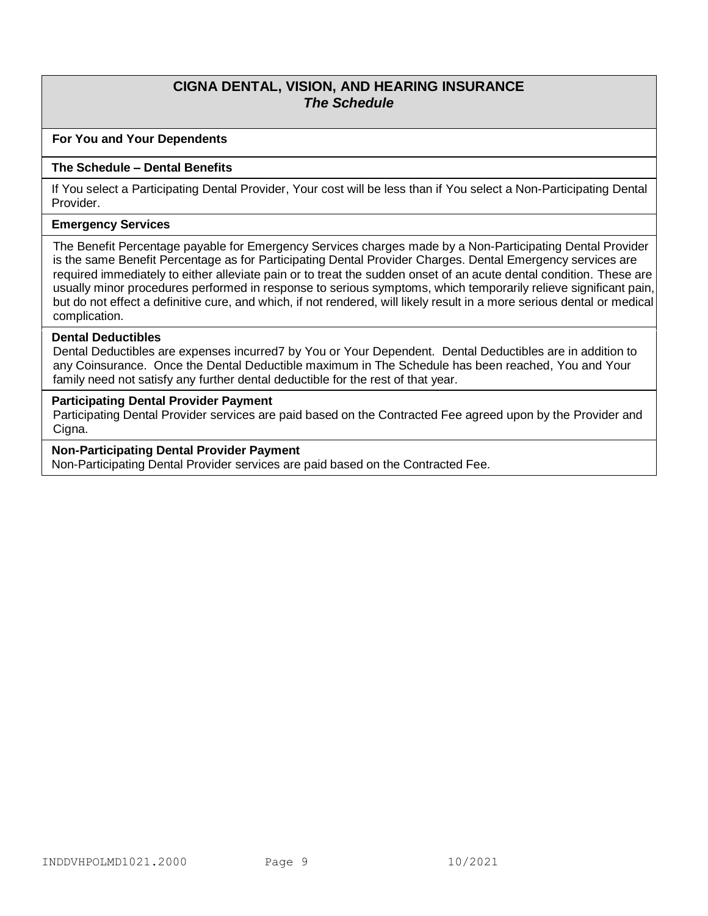# CIGNA DENTAL, VISION, AND HEARING INSURANCE
## *The Schedule*

**For You and Your Dependents**

**The Schedule – Dental Benefits**

If You select a Participating Dental Provider, Your cost will be less than if You select a Non-Participating Dental Provider.

**Emergency Services**

The Benefit Percentage payable for Emergency Services charges made by a Non-Participating Dental Provider is the same Benefit Percentage as for Participating Dental Provider Charges. Dental Emergency services are required immediately to either alleviate pain or to treat the sudden onset of an acute dental condition. These are usually minor procedures performed in response to serious symptoms, which temporarily relieve significant pain, but do not effect a definitive cure, and which, if not rendered, will likely result in a more serious dental or medical complication.

**Dental Deductibles**

Dental Deductibles are expenses incurred7 by You or Your Dependent. Dental Deductibles are in addition to any Coinsurance. Once the Dental Deductible maximum in The Schedule has been reached, You and Your family need not satisfy any further dental deductible for the rest of that year.

**Participating Dental Provider Payment**

Participating Dental Provider services are paid based on the Contracted Fee agreed upon by the Provider and Cigna.

**Non-Participating Dental Provider Payment**

Non-Participating Dental Provider services are paid based on the Contracted Fee.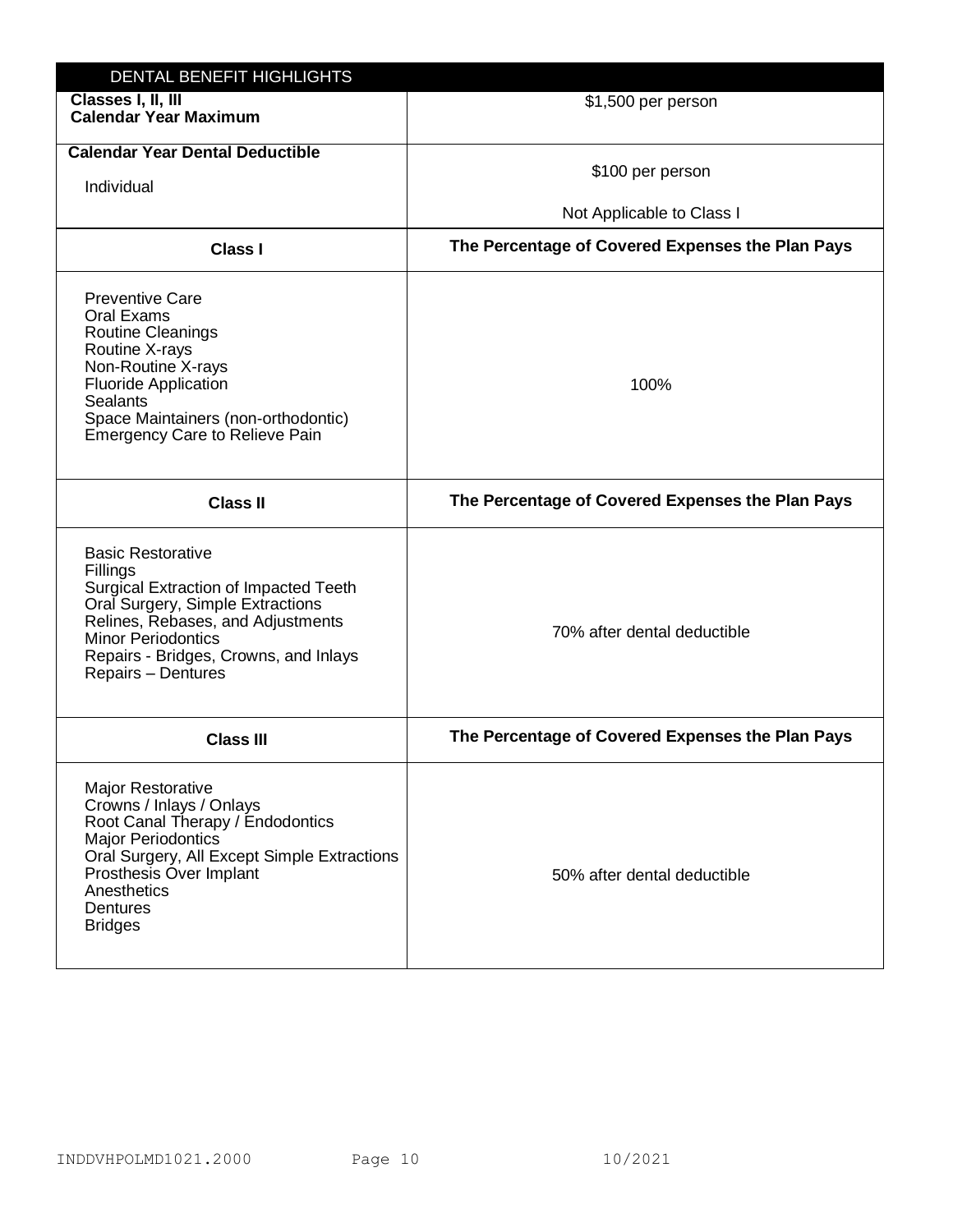| DENTAL BENEFIT HIGHLIGHTS | |
|---|---|
| **Classes I, II, III Calendar Year Maximum** | $1,500 per person |
| **Calendar Year Dental Deductible**<br>Individual | $100 per person<br>Not Applicable to Class I |
| **Class I** | **The Percentage of Covered Expenses the Plan Pays** |
| Preventive Care<br>Oral Exams<br>Routine Cleanings<br>Routine X-rays<br>Non-Routine X-rays<br>Fluoride Application<br>Sealants<br>Space Maintainers (non-orthodontic)<br>Emergency Care to Relieve Pain | 100% |
| **Class II** | **The Percentage of Covered Expenses the Plan Pays** |
| Basic Restorative<br>Fillings<br>Surgical Extraction of Impacted Teeth<br>Oral Surgery, Simple Extractions<br>Relines, Rebases, and Adjustments<br>Minor Periodontics<br>Repairs - Bridges, Crowns, and Inlays<br>Repairs – Dentures | 70% after dental deductible |
| **Class III** | **The Percentage of Covered Expenses the Plan Pays** |
| Major Restorative<br>Crowns / Inlays / Onlays<br>Root Canal Therapy / Endodontics<br>Major Periodontics<br>Oral Surgery, All Except Simple Extractions<br>Prosthesis Over Implant<br>Anesthetics<br>Dentures<br>Bridges | 50% after dental deductible |

INDDVHPOLMD1021.2000 10/2021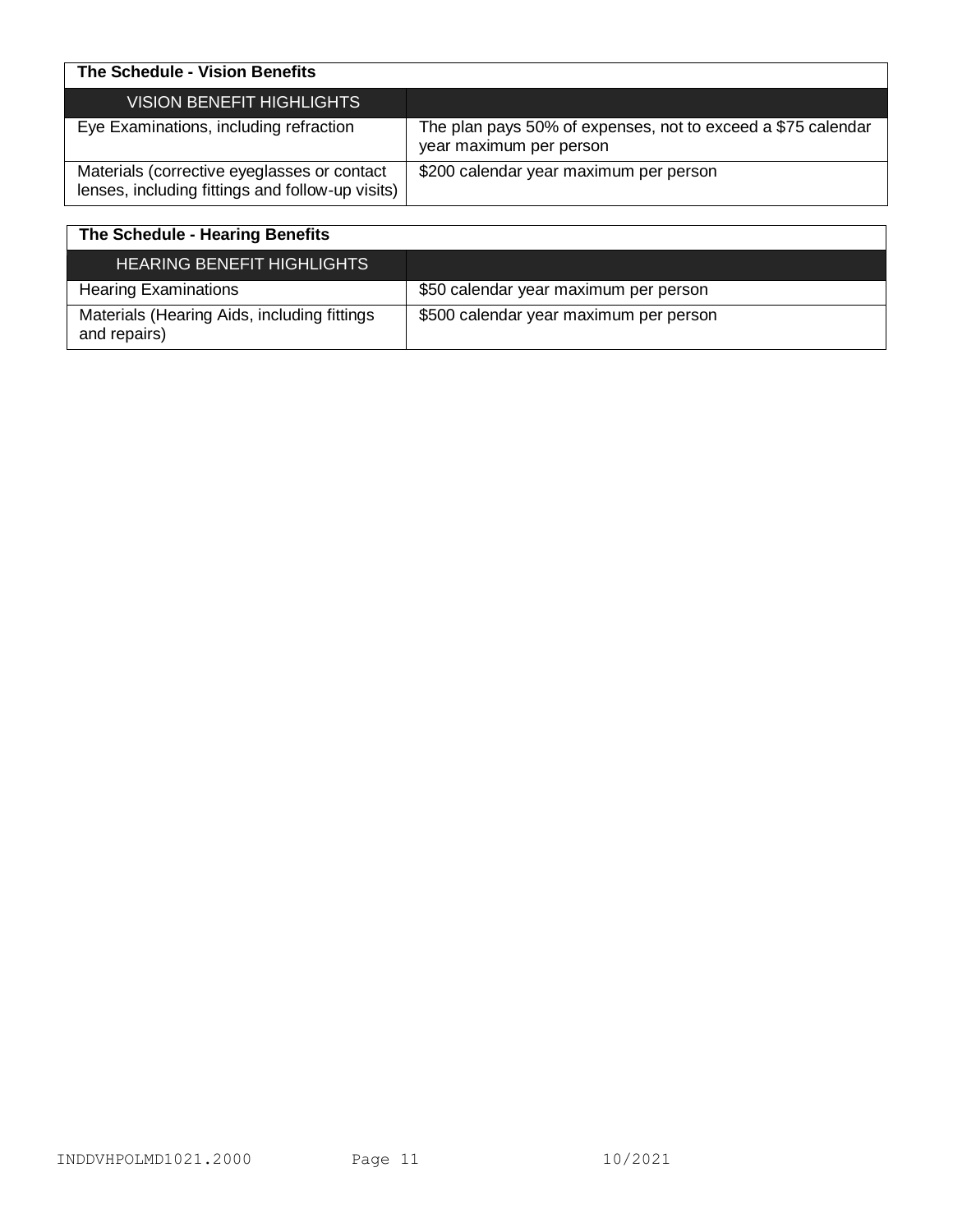| The Schedule - Vision Benefits | |
|---|---|
| VISION BENEFIT HIGHLIGHTS | |
| Eye Examinations, including refraction | The plan pays 50% of expenses, not to exceed a $75 calendar year maximum per person |
| Materials (corrective eyeglasses or contact lenses, including fittings and follow-up visits) | $200 calendar year maximum per person |

| The Schedule - Hearing Benefits | |
|---|---|
| HEARING BENEFIT HIGHLIGHTS | |
| Hearing Examinations | $50 calendar year maximum per person |
| Materials (Hearing Aids, including fittings and repairs) | $500 calendar year maximum per person |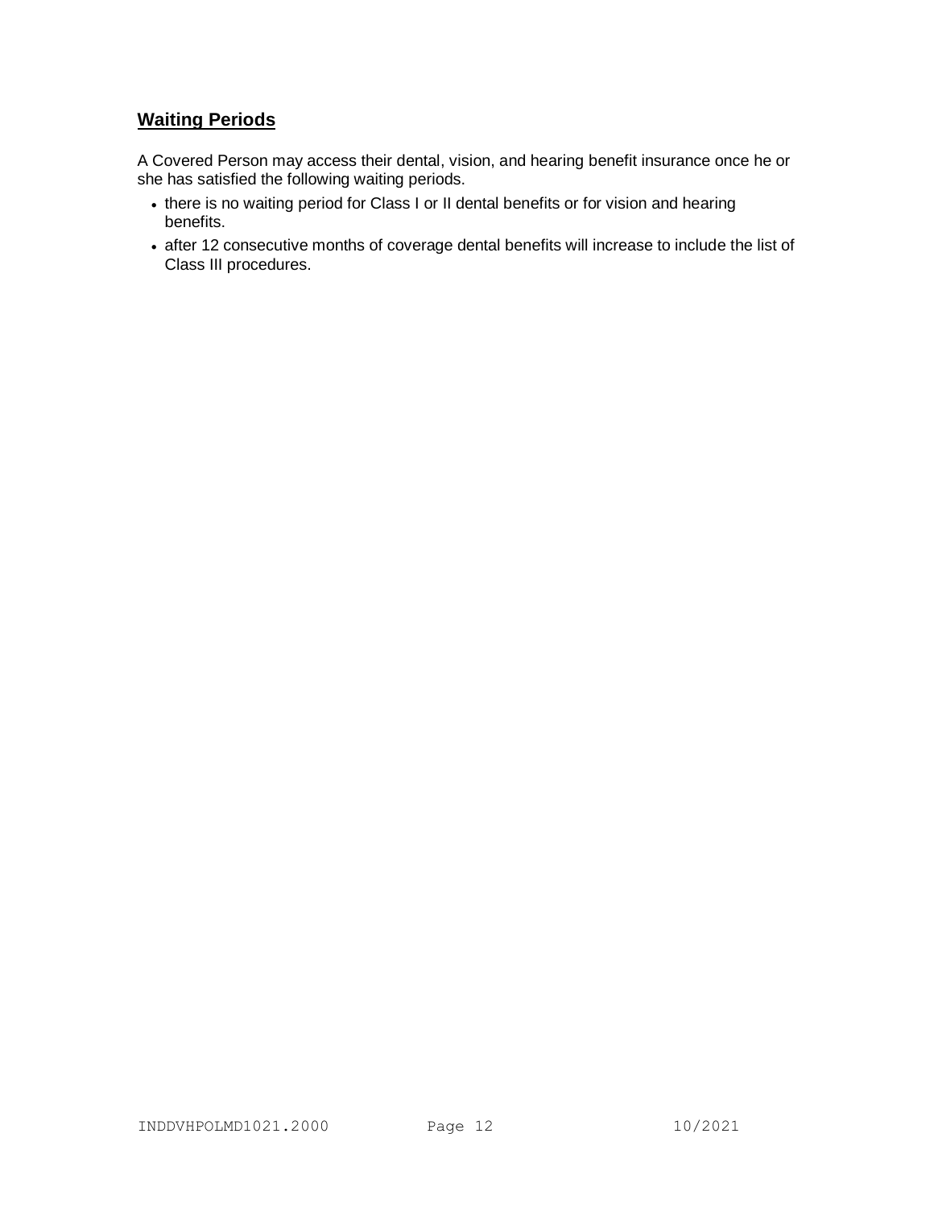## Waiting Periods

A Covered Person may access their dental, vision, and hearing benefit insurance once he or she has satisfied the following waiting periods.

- there is no waiting period for Class I or II dental benefits or for vision and hearing benefits.
- after 12 consecutive months of coverage dental benefits will increase to include the list of Class III procedures.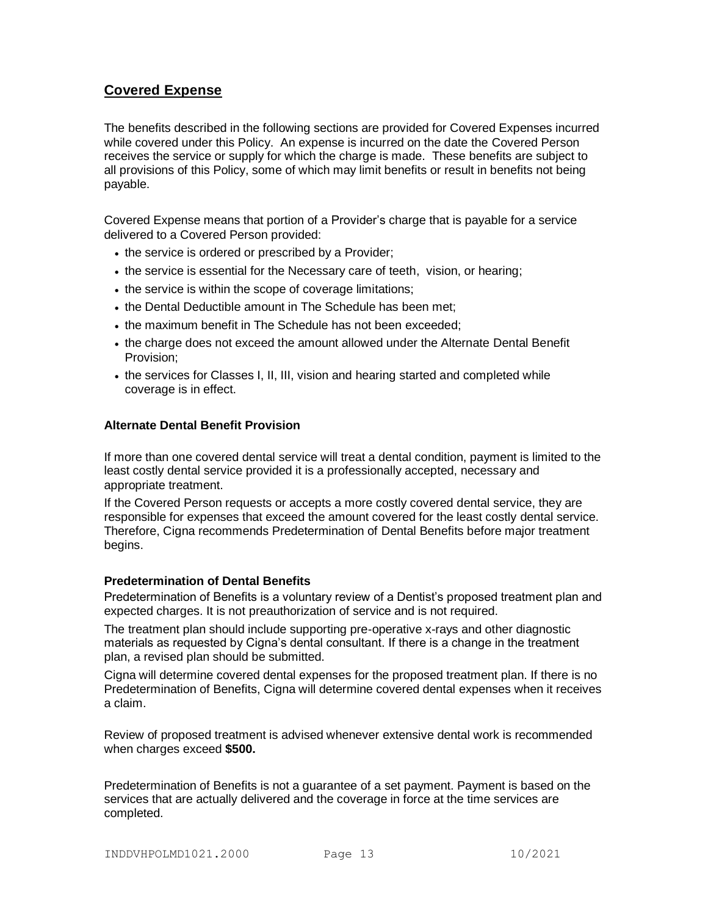## Covered Expense

The benefits described in the following sections are provided for Covered Expenses incurred while covered under this Policy. An expense is incurred on the date the Covered Person receives the service or supply for which the charge is made. These benefits are subject to all provisions of this Policy, some of which may limit benefits or result in benefits not being payable.

Covered Expense means that portion of a Provider's charge that is payable for a service delivered to a Covered Person provided:

- the service is ordered or prescribed by a Provider;
- the service is essential for the Necessary care of teeth, vision, or hearing;
- the service is within the scope of coverage limitations;
- the Dental Deductible amount in The Schedule has been met;
- the maximum benefit in The Schedule has not been exceeded;
- the charge does not exceed the amount allowed under the Alternate Dental Benefit Provision;
- the services for Classes I, II, III, vision and hearing started and completed while coverage is in effect.

### Alternate Dental Benefit Provision

If more than one covered dental service will treat a dental condition, payment is limited to the least costly dental service provided it is a professionally accepted, necessary and appropriate treatment.

If the Covered Person requests or accepts a more costly covered dental service, they are responsible for expenses that exceed the amount covered for the least costly dental service. Therefore, Cigna recommends Predetermination of Dental Benefits before major treatment begins.

### Predetermination of Dental Benefits

Predetermination of Benefits is a voluntary review of a Dentist's proposed treatment plan and expected charges. It is not preauthorization of service and is not required.

The treatment plan should include supporting pre-operative x-rays and other diagnostic materials as requested by Cigna's dental consultant. If there is a change in the treatment plan, a revised plan should be submitted.

Cigna will determine covered dental expenses for the proposed treatment plan. If there is no Predetermination of Benefits, Cigna will determine covered dental expenses when it receives a claim.

Review of proposed treatment is advised whenever extensive dental work is recommended when charges exceed **$500.**

Predetermination of Benefits is not a guarantee of a set payment. Payment is based on the services that are actually delivered and the coverage in force at the time services are completed.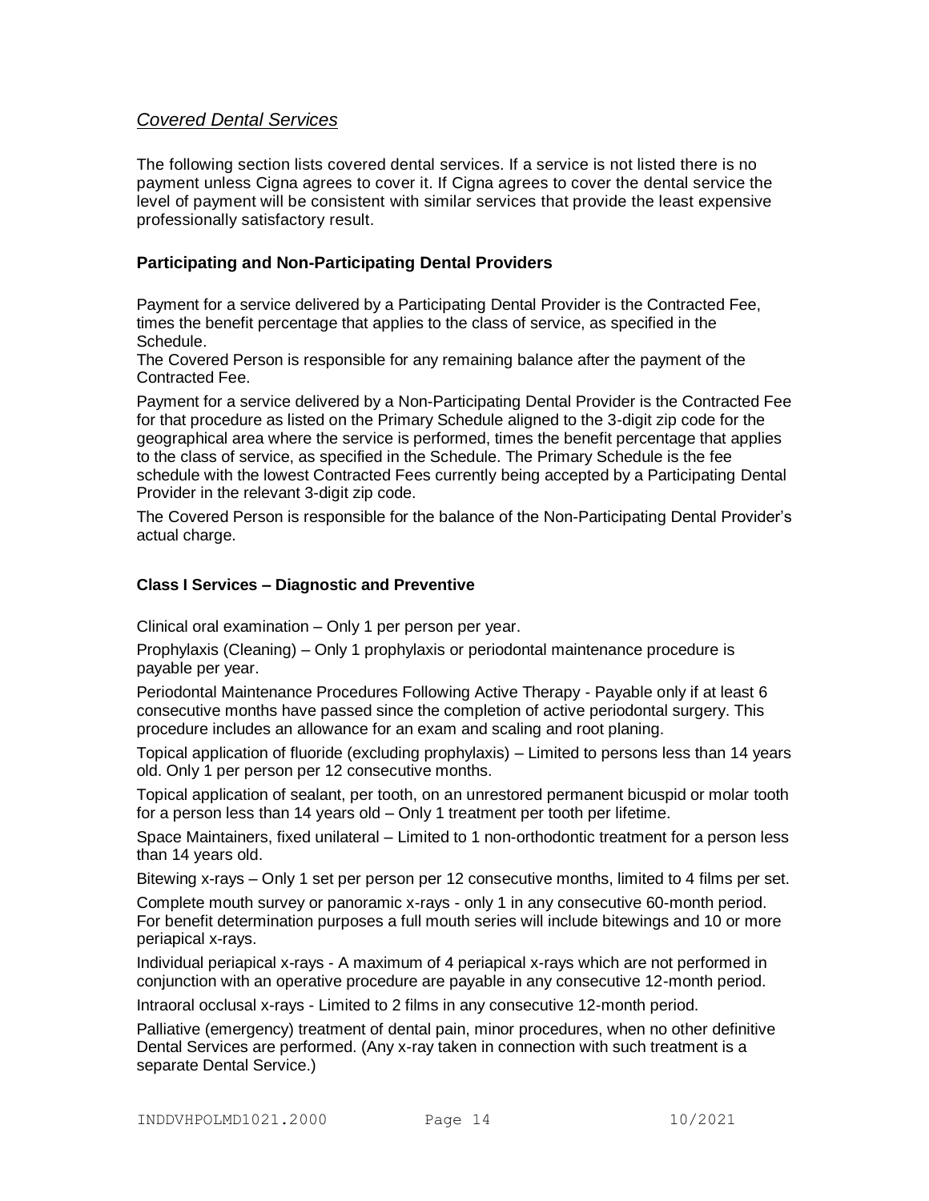## *Covered Dental Services*

The following section lists covered dental services. If a service is not listed there is no payment unless Cigna agrees to cover it. If Cigna agrees to cover the dental service the level of payment will be consistent with similar services that provide the least expensive professionally satisfactory result.

### Participating and Non-Participating Dental Providers

Payment for a service delivered by a Participating Dental Provider is the Contracted Fee, times the benefit percentage that applies to the class of service, as specified in the Schedule.

The Covered Person is responsible for any remaining balance after the payment of the Contracted Fee.

Payment for a service delivered by a Non-Participating Dental Provider is the Contracted Fee for that procedure as listed on the Primary Schedule aligned to the 3-digit zip code for the geographical area where the service is performed, times the benefit percentage that applies to the class of service, as specified in the Schedule. The Primary Schedule is the fee schedule with the lowest Contracted Fees currently being accepted by a Participating Dental Provider in the relevant 3-digit zip code.

The Covered Person is responsible for the balance of the Non-Participating Dental Provider's actual charge.

### Class I Services – Diagnostic and Preventive

Clinical oral examination – Only 1 per person per year.

Prophylaxis (Cleaning) – Only 1 prophylaxis or periodontal maintenance procedure is payable per year.

Periodontal Maintenance Procedures Following Active Therapy - Payable only if at least 6 consecutive months have passed since the completion of active periodontal surgery. This procedure includes an allowance for an exam and scaling and root planing.

Topical application of fluoride (excluding prophylaxis) – Limited to persons less than 14 years old. Only 1 per person per 12 consecutive months.

Topical application of sealant, per tooth, on an unrestored permanent bicuspid or molar tooth for a person less than 14 years old – Only 1 treatment per tooth per lifetime.

Space Maintainers, fixed unilateral – Limited to 1 non-orthodontic treatment for a person less than 14 years old.

Bitewing x-rays – Only 1 set per person per 12 consecutive months, limited to 4 films per set.

Complete mouth survey or panoramic x-rays - only 1 in any consecutive 60-month period. For benefit determination purposes a full mouth series will include bitewings and 10 or more periapical x-rays.

Individual periapical x-rays - A maximum of 4 periapical x-rays which are not performed in conjunction with an operative procedure are payable in any consecutive 12-month period.

Intraoral occlusal x-rays - Limited to 2 films in any consecutive 12-month period.

Palliative (emergency) treatment of dental pain, minor procedures, when no other definitive Dental Services are performed. (Any x-ray taken in connection with such treatment is a separate Dental Service.)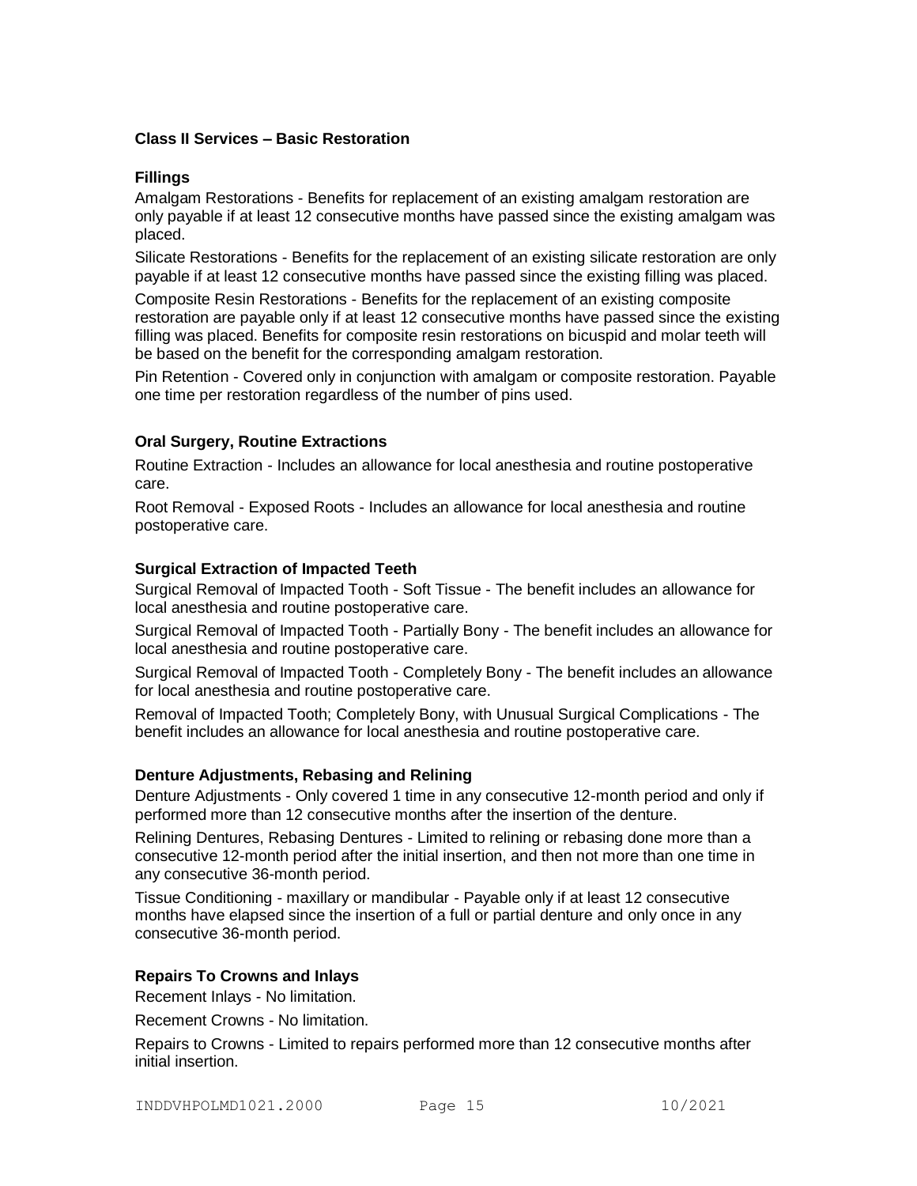### Class II Services – Basic Restoration

#### Fillings

Amalgam Restorations - Benefits for replacement of an existing amalgam restoration are only payable if at least 12 consecutive months have passed since the existing amalgam was placed.

Silicate Restorations - Benefits for the replacement of an existing silicate restoration are only payable if at least 12 consecutive months have passed since the existing filling was placed.

Composite Resin Restorations - Benefits for the replacement of an existing composite restoration are payable only if at least 12 consecutive months have passed since the existing filling was placed. Benefits for composite resin restorations on bicuspid and molar teeth will be based on the benefit for the corresponding amalgam restoration.

Pin Retention - Covered only in conjunction with amalgam or composite restoration. Payable one time per restoration regardless of the number of pins used.

#### Oral Surgery, Routine Extractions

Routine Extraction - Includes an allowance for local anesthesia and routine postoperative care.

Root Removal - Exposed Roots - Includes an allowance for local anesthesia and routine postoperative care.

#### Surgical Extraction of Impacted Teeth

Surgical Removal of Impacted Tooth - Soft Tissue - The benefit includes an allowance for local anesthesia and routine postoperative care.

Surgical Removal of Impacted Tooth - Partially Bony - The benefit includes an allowance for local anesthesia and routine postoperative care.

Surgical Removal of Impacted Tooth - Completely Bony - The benefit includes an allowance for local anesthesia and routine postoperative care.

Removal of Impacted Tooth; Completely Bony, with Unusual Surgical Complications - The benefit includes an allowance for local anesthesia and routine postoperative care.

#### Denture Adjustments, Rebasing and Relining

Denture Adjustments - Only covered 1 time in any consecutive 12-month period and only if performed more than 12 consecutive months after the insertion of the denture.

Relining Dentures, Rebasing Dentures - Limited to relining or rebasing done more than a consecutive 12-month period after the initial insertion, and then not more than one time in any consecutive 36-month period.

Tissue Conditioning - maxillary or mandibular - Payable only if at least 12 consecutive months have elapsed since the insertion of a full or partial denture and only once in any consecutive 36-month period.

#### Repairs To Crowns and Inlays

Recement Inlays - No limitation.

Recement Crowns - No limitation.

Repairs to Crowns - Limited to repairs performed more than 12 consecutive months after initial insertion.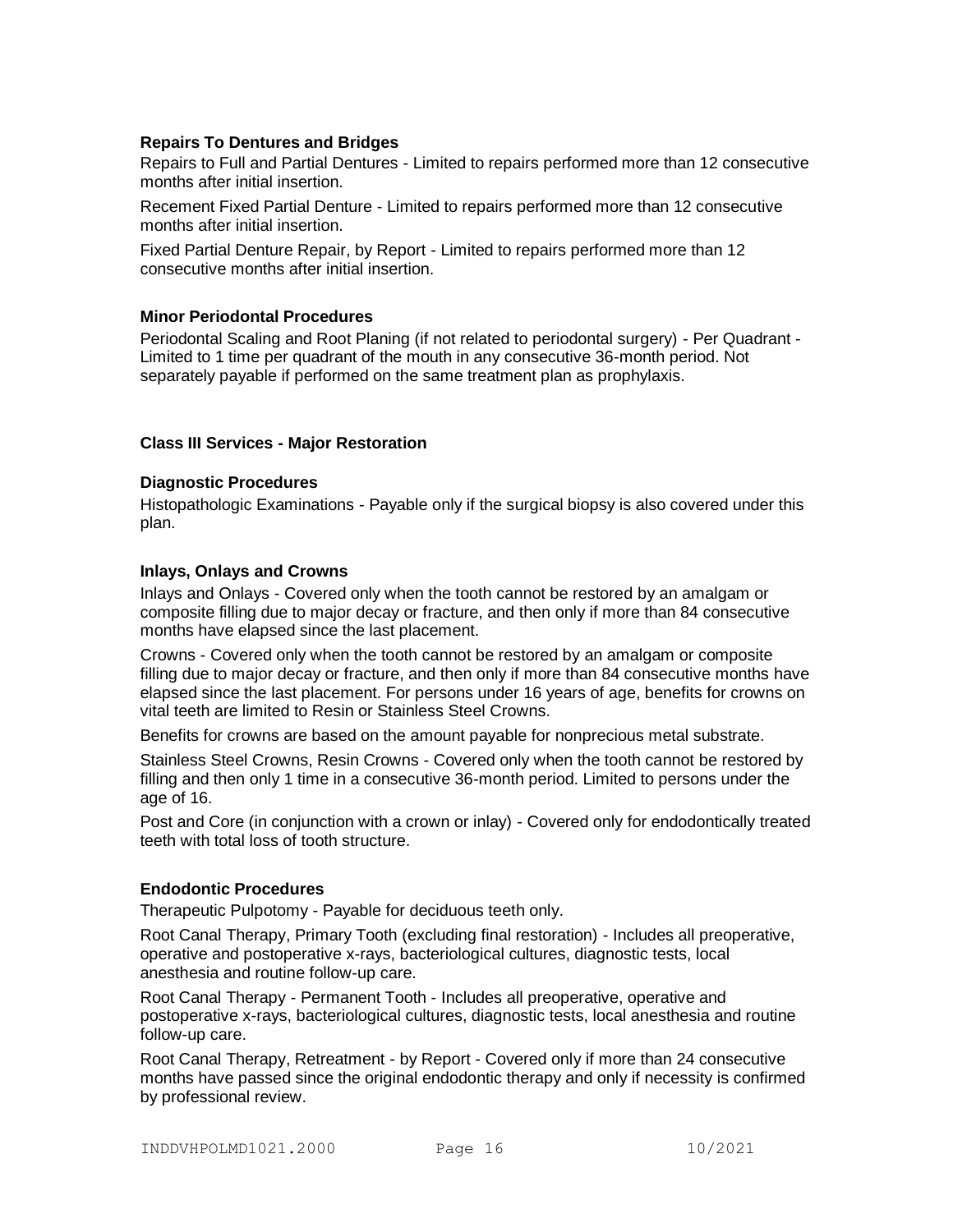### Repairs To Dentures and Bridges

Repairs to Full and Partial Dentures - Limited to repairs performed more than 12 consecutive months after initial insertion.

Recement Fixed Partial Denture - Limited to repairs performed more than 12 consecutive months after initial insertion.

Fixed Partial Denture Repair, by Report - Limited to repairs performed more than 12 consecutive months after initial insertion.

### Minor Periodontal Procedures

Periodontal Scaling and Root Planing (if not related to periodontal surgery) - Per Quadrant - Limited to 1 time per quadrant of the mouth in any consecutive 36-month period. Not separately payable if performed on the same treatment plan as prophylaxis.

## Class III Services - Major Restoration

### Diagnostic Procedures

Histopathologic Examinations - Payable only if the surgical biopsy is also covered under this plan.

### Inlays, Onlays and Crowns

Inlays and Onlays - Covered only when the tooth cannot be restored by an amalgam or composite filling due to major decay or fracture, and then only if more than 84 consecutive months have elapsed since the last placement.

Crowns - Covered only when the tooth cannot be restored by an amalgam or composite filling due to major decay or fracture, and then only if more than 84 consecutive months have elapsed since the last placement. For persons under 16 years of age, benefits for crowns on vital teeth are limited to Resin or Stainless Steel Crowns.

Benefits for crowns are based on the amount payable for nonprecious metal substrate.

Stainless Steel Crowns, Resin Crowns - Covered only when the tooth cannot be restored by filling and then only 1 time in a consecutive 36-month period. Limited to persons under the age of 16.

Post and Core (in conjunction with a crown or inlay) - Covered only for endodontically treated teeth with total loss of tooth structure.

### Endodontic Procedures

Therapeutic Pulpotomy - Payable for deciduous teeth only.

Root Canal Therapy, Primary Tooth (excluding final restoration) - Includes all preoperative, operative and postoperative x-rays, bacteriological cultures, diagnostic tests, local anesthesia and routine follow-up care.

Root Canal Therapy - Permanent Tooth - Includes all preoperative, operative and postoperative x-rays, bacteriological cultures, diagnostic tests, local anesthesia and routine follow-up care.

Root Canal Therapy, Retreatment - by Report - Covered only if more than 24 consecutive months have passed since the original endodontic therapy and only if necessity is confirmed by professional review.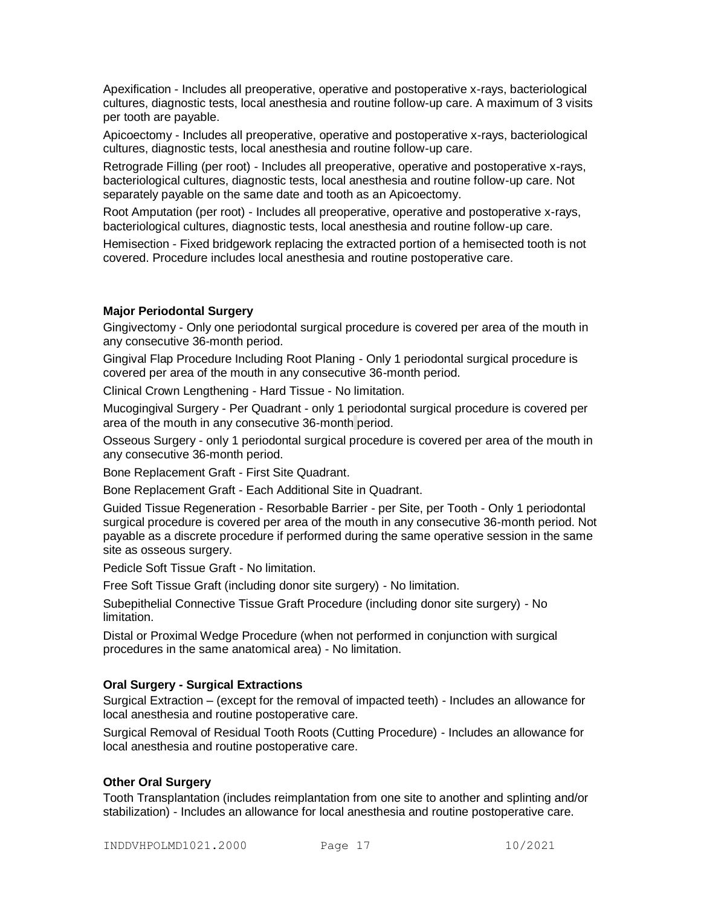Apexification - Includes all preoperative, operative and postoperative x-rays, bacteriological cultures, diagnostic tests, local anesthesia and routine follow-up care. A maximum of 3 visits per tooth are payable.

Apicoectomy - Includes all preoperative, operative and postoperative x-rays, bacteriological cultures, diagnostic tests, local anesthesia and routine follow-up care.

Retrograde Filling (per root) - Includes all preoperative, operative and postoperative x-rays, bacteriological cultures, diagnostic tests, local anesthesia and routine follow-up care. Not separately payable on the same date and tooth as an Apicoectomy.

Root Amputation (per root) - Includes all preoperative, operative and postoperative x-rays, bacteriological cultures, diagnostic tests, local anesthesia and routine follow-up care.

Hemisection - Fixed bridgework replacing the extracted portion of a hemisected tooth is not covered. Procedure includes local anesthesia and routine postoperative care.

**Major Periodontal Surgery**

Gingivectomy - Only one periodontal surgical procedure is covered per area of the mouth in any consecutive 36-month period.

Gingival Flap Procedure Including Root Planing - Only 1 periodontal surgical procedure is covered per area of the mouth in any consecutive 36-month period.

Clinical Crown Lengthening - Hard Tissue - No limitation.

Mucogingival Surgery - Per Quadrant - only 1 periodontal surgical procedure is covered per area of the mouth in any consecutive 36-month period.

Osseous Surgery - only 1 periodontal surgical procedure is covered per area of the mouth in any consecutive 36-month period.

Bone Replacement Graft - First Site Quadrant.

Bone Replacement Graft - Each Additional Site in Quadrant.

Guided Tissue Regeneration - Resorbable Barrier - per Site, per Tooth - Only 1 periodontal surgical procedure is covered per area of the mouth in any consecutive 36-month period. Not payable as a discrete procedure if performed during the same operative session in the same site as osseous surgery.

Pedicle Soft Tissue Graft - No limitation.

Free Soft Tissue Graft (including donor site surgery) - No limitation.

Subepithelial Connective Tissue Graft Procedure (including donor site surgery) - No limitation.

Distal or Proximal Wedge Procedure (when not performed in conjunction with surgical procedures in the same anatomical area) - No limitation.

**Oral Surgery - Surgical Extractions**

Surgical Extraction – (except for the removal of impacted teeth) - Includes an allowance for local anesthesia and routine postoperative care.

Surgical Removal of Residual Tooth Roots (Cutting Procedure) - Includes an allowance for local anesthesia and routine postoperative care.

**Other Oral Surgery**

Tooth Transplantation (includes reimplantation from one site to another and splinting and/or stabilization) - Includes an allowance for local anesthesia and routine postoperative care.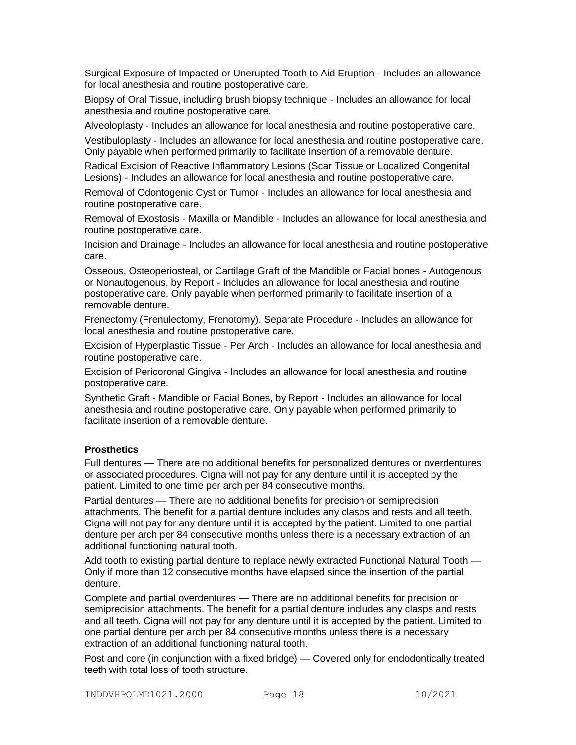Surgical Exposure of Impacted or Unerupted Tooth to Aid Eruption - Includes an allowance for local anesthesia and routine postoperative care.

Biopsy of Oral Tissue, including brush biopsy technique - Includes an allowance for local anesthesia and routine postoperative care.

Alveoloplasty - Includes an allowance for local anesthesia and routine postoperative care.

Vestibuloplasty - Includes an allowance for local anesthesia and routine postoperative care. Only payable when performed primarily to facilitate insertion of a removable denture.

Radical Excision of Reactive Inflammatory Lesions (Scar Tissue or Localized Congenital Lesions) - Includes an allowance for local anesthesia and routine postoperative care.

Removal of Odontogenic Cyst or Tumor - Includes an allowance for local anesthesia and routine postoperative care.

Removal of Exostosis - Maxilla or Mandible - Includes an allowance for local anesthesia and routine postoperative care.

Incision and Drainage - Includes an allowance for local anesthesia and routine postoperative care.

Osseous, Osteoperiosteal, or Cartilage Graft of the Mandible or Facial bones - Autogenous or Nonautogenous, by Report - Includes an allowance for local anesthesia and routine postoperative care. Only payable when performed primarily to facilitate insertion of a removable denture.

Frenectomy (Frenulectomy, Frenotomy), Separate Procedure - Includes an allowance for local anesthesia and routine postoperative care.

Excision of Hyperplastic Tissue - Per Arch - Includes an allowance for local anesthesia and routine postoperative care.

Excision of Pericoronal Gingiva - Includes an allowance for local anesthesia and routine postoperative care.

Synthetic Graft - Mandible or Facial Bones, by Report - Includes an allowance for local anesthesia and routine postoperative care. Only payable when performed primarily to facilitate insertion of a removable denture.

**Prosthetics**

Full dentures — There are no additional benefits for personalized dentures or overdentures or associated procedures. Cigna will not pay for any denture until it is accepted by the patient. Limited to one time per arch per 84 consecutive months.

Partial dentures — There are no additional benefits for precision or semiprecision attachments. The benefit for a partial denture includes any clasps and rests and all teeth. Cigna will not pay for any denture until it is accepted by the patient. Limited to one partial denture per arch per 84 consecutive months unless there is a necessary extraction of an additional functioning natural tooth.

Add tooth to existing partial denture to replace newly extracted Functional Natural Tooth — Only if more than 12 consecutive months have elapsed since the insertion of the partial denture.

Complete and partial overdentures — There are no additional benefits for precision or semiprecision attachments. The benefit for a partial denture includes any clasps and rests and all teeth. Cigna will not pay for any denture until it is accepted by the patient. Limited to one partial denture per arch per 84 consecutive months unless there is a necessary extraction of an additional functioning natural tooth.

Post and core (in conjunction with a fixed bridge) — Covered only for endodontically treated teeth with total loss of tooth structure.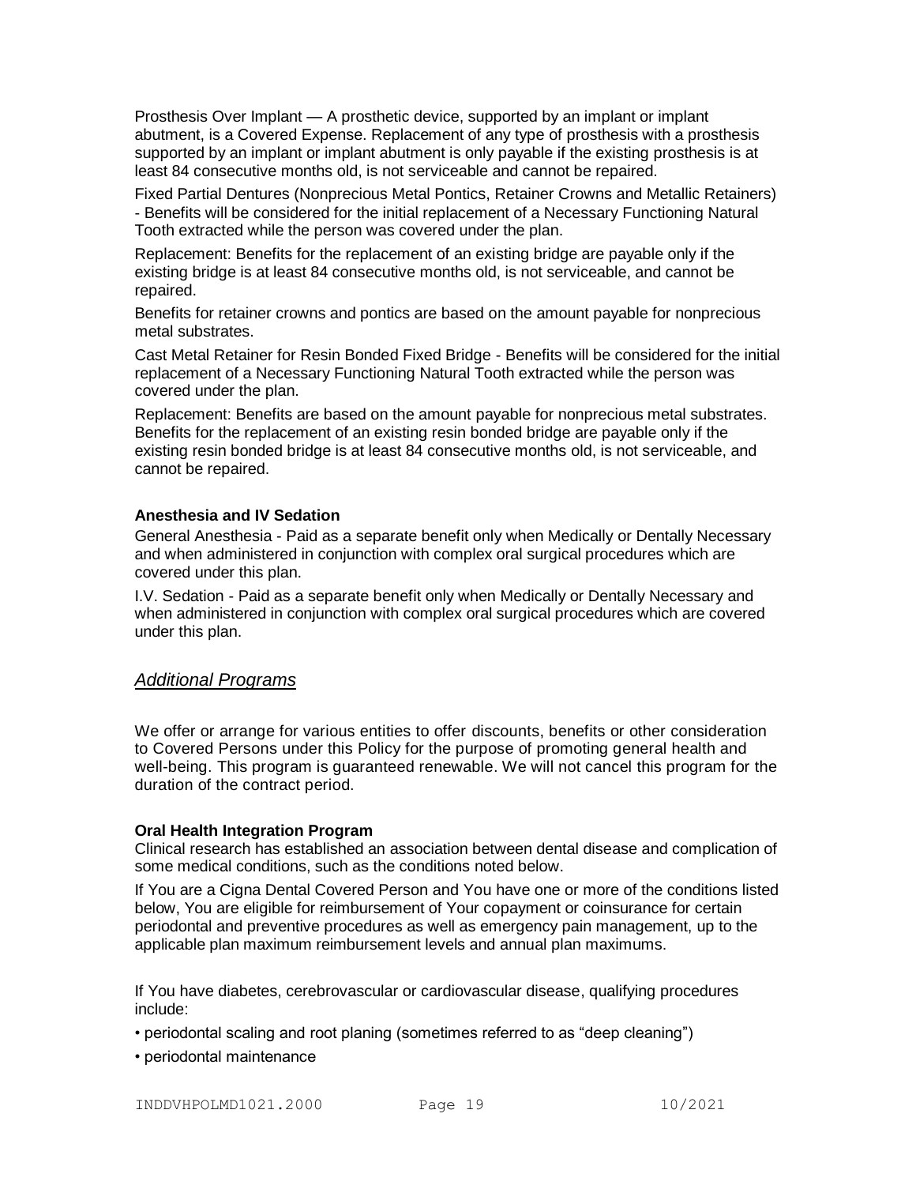Prosthesis Over Implant — A prosthetic device, supported by an implant or implant abutment, is a Covered Expense. Replacement of any type of prosthesis with a prosthesis supported by an implant or implant abutment is only payable if the existing prosthesis is at least 84 consecutive months old, is not serviceable and cannot be repaired.

Fixed Partial Dentures (Nonprecious Metal Pontics, Retainer Crowns and Metallic Retainers) - Benefits will be considered for the initial replacement of a Necessary Functioning Natural Tooth extracted while the person was covered under the plan.

Replacement: Benefits for the replacement of an existing bridge are payable only if the existing bridge is at least 84 consecutive months old, is not serviceable, and cannot be repaired.

Benefits for retainer crowns and pontics are based on the amount payable for nonprecious metal substrates.

Cast Metal Retainer for Resin Bonded Fixed Bridge - Benefits will be considered for the initial replacement of a Necessary Functioning Natural Tooth extracted while the person was covered under the plan.

Replacement: Benefits are based on the amount payable for nonprecious metal substrates. Benefits for the replacement of an existing resin bonded bridge are payable only if the existing resin bonded bridge is at least 84 consecutive months old, is not serviceable, and cannot be repaired.

**Anesthesia and IV Sedation**

General Anesthesia - Paid as a separate benefit only when Medically or Dentally Necessary and when administered in conjunction with complex oral surgical procedures which are covered under this plan.

I.V. Sedation - Paid as a separate benefit only when Medically or Dentally Necessary and when administered in conjunction with complex oral surgical procedures which are covered under this plan.

## *Additional Programs*

We offer or arrange for various entities to offer discounts, benefits or other consideration to Covered Persons under this Policy for the purpose of promoting general health and well-being. This program is guaranteed renewable. We will not cancel this program for the duration of the contract period.

**Oral Health Integration Program**

Clinical research has established an association between dental disease and complication of some medical conditions, such as the conditions noted below.

If You are a Cigna Dental Covered Person and You have one or more of the conditions listed below, You are eligible for reimbursement of Your copayment or coinsurance for certain periodontal and preventive procedures as well as emergency pain management, up to the applicable plan maximum reimbursement levels and annual plan maximums.

If You have diabetes, cerebrovascular or cardiovascular disease, qualifying procedures include:

- periodontal scaling and root planing (sometimes referred to as "deep cleaning")
- periodontal maintenance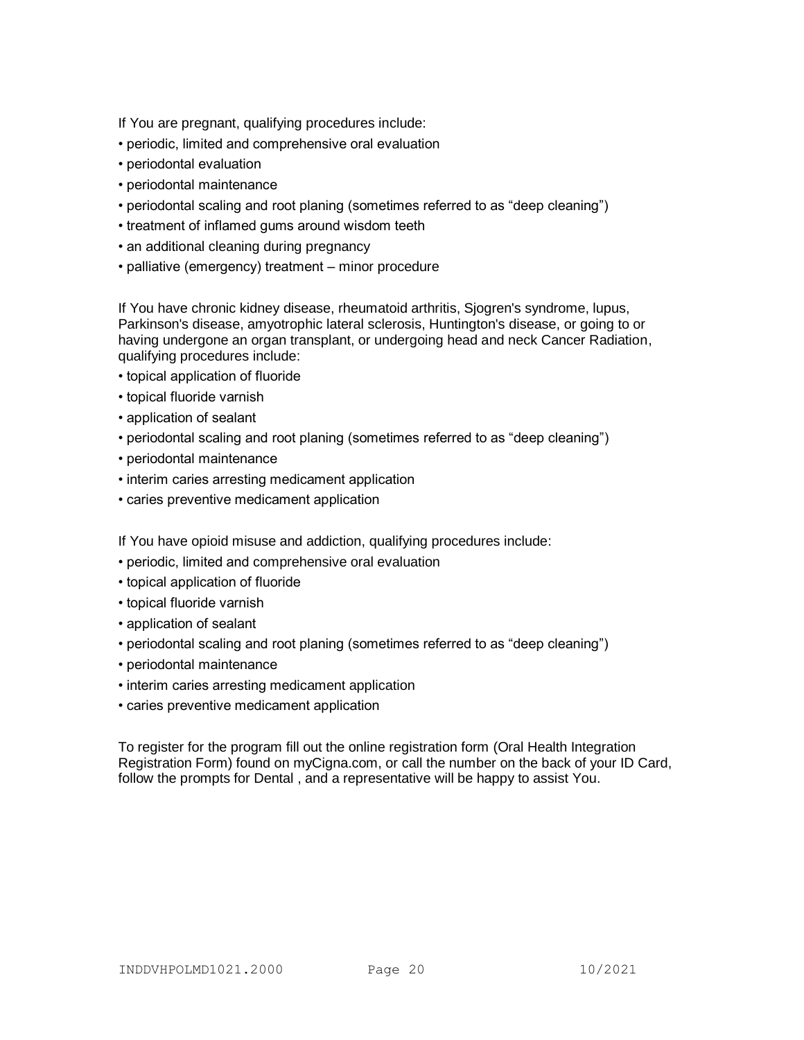If You are pregnant, qualifying procedures include:

- periodic, limited and comprehensive oral evaluation
- periodontal evaluation
- periodontal maintenance
- periodontal scaling and root planing (sometimes referred to as “deep cleaning”)
- treatment of inflamed gums around wisdom teeth
- an additional cleaning during pregnancy
- palliative (emergency) treatment – minor procedure

If You have chronic kidney disease, rheumatoid arthritis, Sjogren's syndrome, lupus, Parkinson's disease, amyotrophic lateral sclerosis, Huntington's disease, or going to or having undergone an organ transplant, or undergoing head and neck Cancer Radiation, qualifying procedures include:

- topical application of fluoride
- topical fluoride varnish
- application of sealant
- periodontal scaling and root planing (sometimes referred to as “deep cleaning”)
- periodontal maintenance
- interim caries arresting medicament application
- caries preventive medicament application

If You have opioid misuse and addiction, qualifying procedures include:

- periodic, limited and comprehensive oral evaluation
- topical application of fluoride
- topical fluoride varnish
- application of sealant
- periodontal scaling and root planing (sometimes referred to as “deep cleaning”)
- periodontal maintenance
- interim caries arresting medicament application
- caries preventive medicament application

To register for the program fill out the online registration form (Oral Health Integration Registration Form) found on myCigna.com, or call the number on the back of your ID Card, follow the prompts for Dental , and a representative will be happy to assist You.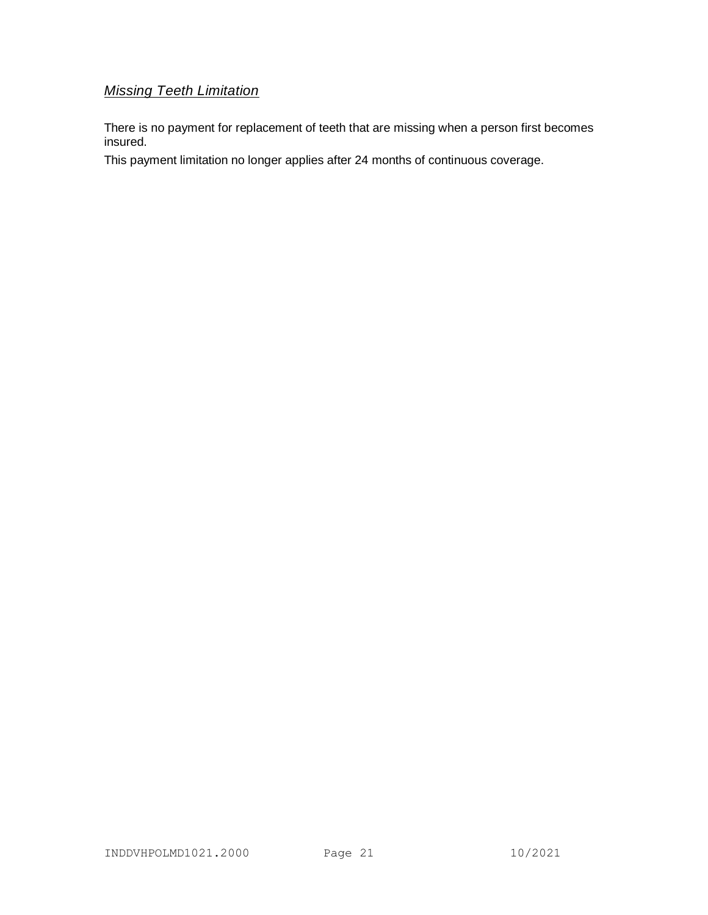### *Missing Teeth Limitation*

There is no payment for replacement of teeth that are missing when a person first becomes insured.

This payment limitation no longer applies after 24 months of continuous coverage.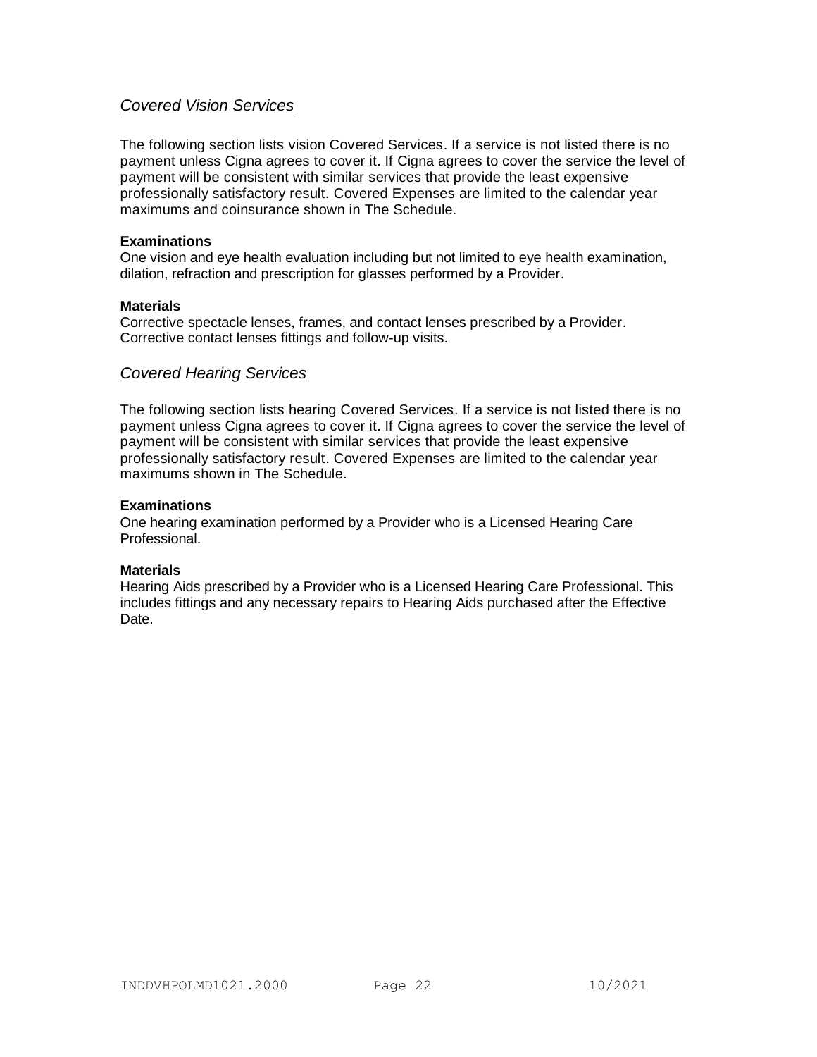## *Covered Vision Services*

The following section lists vision Covered Services. If a service is not listed there is no payment unless Cigna agrees to cover it. If Cigna agrees to cover the service the level of payment will be consistent with similar services that provide the least expensive professionally satisfactory result. Covered Expenses are limited to the calendar year maximums and coinsurance shown in The Schedule.

**Examinations**
One vision and eye health evaluation including but not limited to eye health examination, dilation, refraction and prescription for glasses performed by a Provider.

**Materials**
Corrective spectacle lenses, frames, and contact lenses prescribed by a Provider.
Corrective contact lenses fittings and follow-up visits.

## *Covered Hearing Services*

The following section lists hearing Covered Services. If a service is not listed there is no payment unless Cigna agrees to cover it. If Cigna agrees to cover the service the level of payment will be consistent with similar services that provide the least expensive professionally satisfactory result. Covered Expenses are limited to the calendar year maximums shown in The Schedule.

**Examinations**
One hearing examination performed by a Provider who is a Licensed Hearing Care Professional.

**Materials**
Hearing Aids prescribed by a Provider who is a Licensed Hearing Care Professional. This includes fittings and any necessary repairs to Hearing Aids purchased after the Effective Date.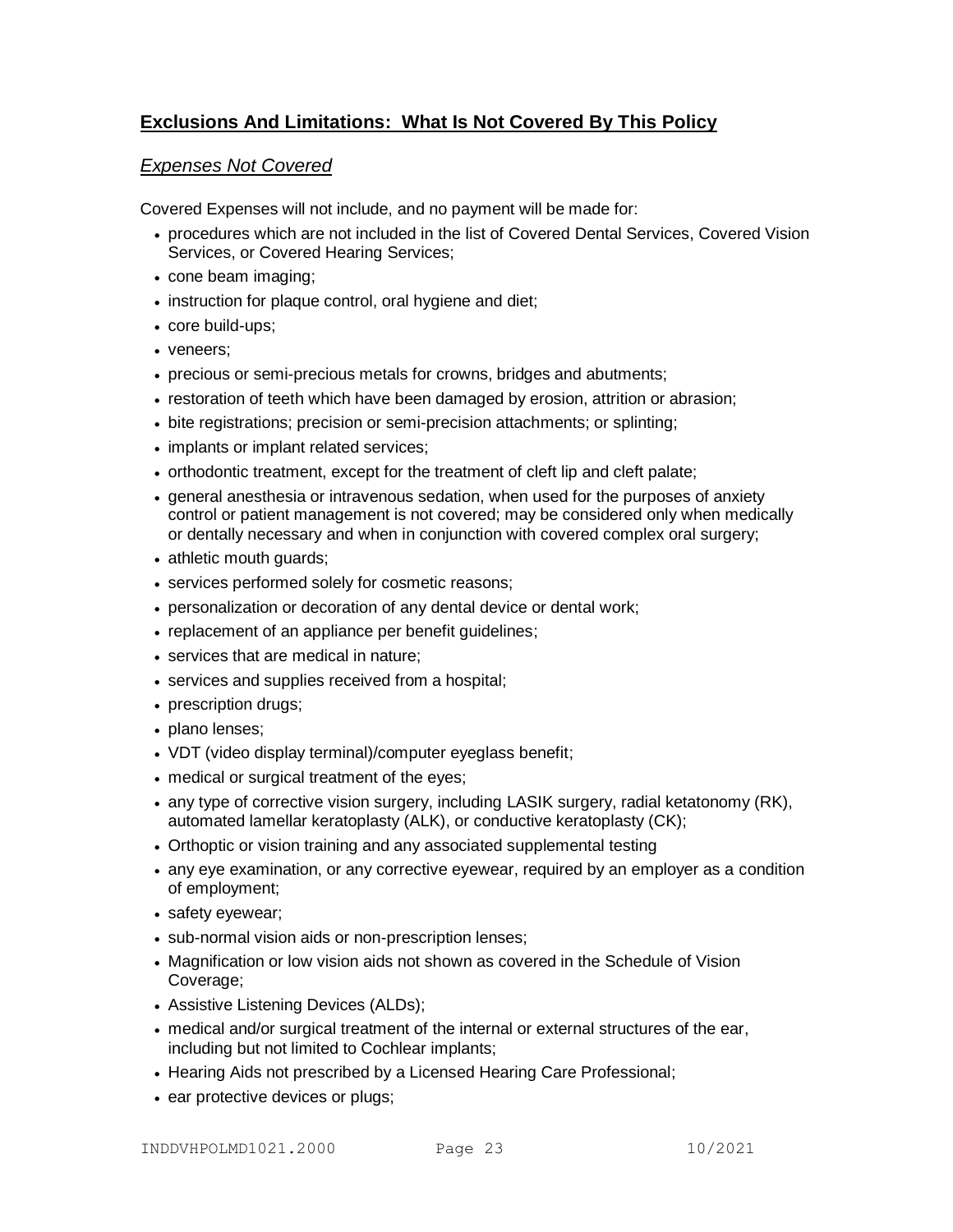## Exclusions And Limitations: What Is Not Covered By This Policy

### *Expenses Not Covered*

Covered Expenses will not include, and no payment will be made for:

- procedures which are not included in the list of Covered Dental Services, Covered Vision Services, or Covered Hearing Services;
- cone beam imaging;
- instruction for plaque control, oral hygiene and diet;
- core build-ups;
- veneers;
- precious or semi-precious metals for crowns, bridges and abutments;
- restoration of teeth which have been damaged by erosion, attrition or abrasion;
- bite registrations; precision or semi-precision attachments; or splinting;
- implants or implant related services;
- orthodontic treatment, except for the treatment of cleft lip and cleft palate;
- general anesthesia or intravenous sedation, when used for the purposes of anxiety control or patient management is not covered; may be considered only when medically or dentally necessary and when in conjunction with covered complex oral surgery;
- athletic mouth guards;
- services performed solely for cosmetic reasons;
- personalization or decoration of any dental device or dental work;
- replacement of an appliance per benefit guidelines;
- services that are medical in nature;
- services and supplies received from a hospital;
- prescription drugs;
- plano lenses;
- VDT (video display terminal)/computer eyeglass benefit;
- medical or surgical treatment of the eyes;
- any type of corrective vision surgery, including LASIK surgery, radial ketatonomy (RK), automated lamellar keratoplasty (ALK), or conductive keratoplasty (CK);
- Orthoptic or vision training and any associated supplemental testing
- any eye examination, or any corrective eyewear, required by an employer as a condition of employment;
- safety eyewear;
- sub-normal vision aids or non-prescription lenses;
- Magnification or low vision aids not shown as covered in the Schedule of Vision Coverage;
- Assistive Listening Devices (ALDs);
- medical and/or surgical treatment of the internal or external structures of the ear, including but not limited to Cochlear implants;
- Hearing Aids not prescribed by a Licensed Hearing Care Professional;
- ear protective devices or plugs;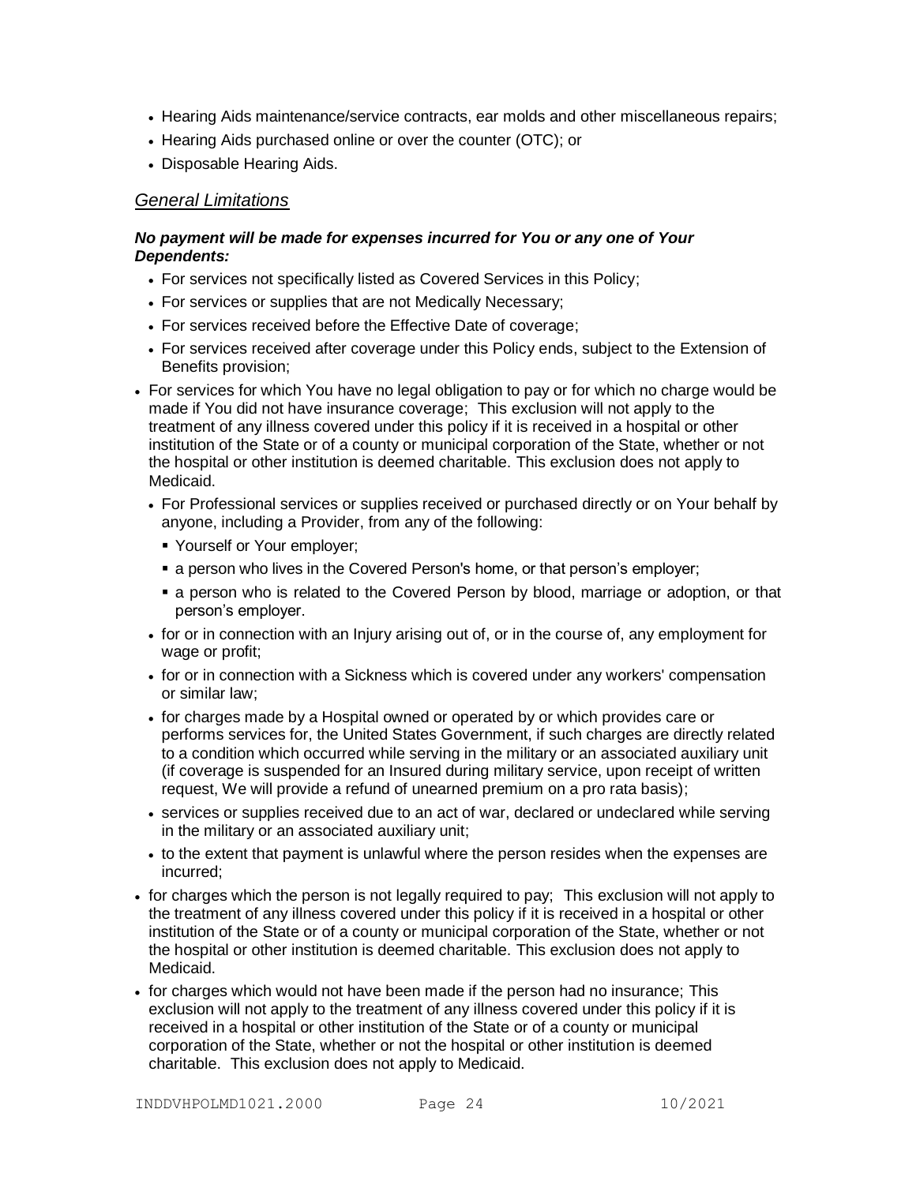- Hearing Aids maintenance/service contracts, ear molds and other miscellaneous repairs;
- Hearing Aids purchased online or over the counter (OTC); or
- Disposable Hearing Aids.

### *General Limitations*

***No payment will be made for expenses incurred for You or any one of Your Dependents:***

- For services not specifically listed as Covered Services in this Policy;
- For services or supplies that are not Medically Necessary;
- For services received before the Effective Date of coverage;
- For services received after coverage under this Policy ends, subject to the Extension of Benefits provision;
- For services for which You have no legal obligation to pay or for which no charge would be made if You did not have insurance coverage; This exclusion will not apply to the treatment of any illness covered under this policy if it is received in a hospital or other institution of the State or of a county or municipal corporation of the State, whether or not the hospital or other institution is deemed charitable. This exclusion does not apply to Medicaid.
- For Professional services or supplies received or purchased directly or on Your behalf by anyone, including a Provider, from any of the following:
  - Yourself or Your employer;
  - a person who lives in the Covered Person's home, or that person's employer;
  - a person who is related to the Covered Person by blood, marriage or adoption, or that person's employer.
- for or in connection with an Injury arising out of, or in the course of, any employment for wage or profit;
- for or in connection with a Sickness which is covered under any workers' compensation or similar law;
- for charges made by a Hospital owned or operated by or which provides care or performs services for, the United States Government, if such charges are directly related to a condition which occurred while serving in the military or an associated auxiliary unit (if coverage is suspended for an Insured during military service, upon receipt of written request, We will provide a refund of unearned premium on a pro rata basis);
- services or supplies received due to an act of war, declared or undeclared while serving in the military or an associated auxiliary unit;
- to the extent that payment is unlawful where the person resides when the expenses are incurred;
- for charges which the person is not legally required to pay; This exclusion will not apply to the treatment of any illness covered under this policy if it is received in a hospital or other institution of the State or of a county or municipal corporation of the State, whether or not the hospital or other institution is deemed charitable. This exclusion does not apply to Medicaid.
- for charges which would not have been made if the person had no insurance; This exclusion will not apply to the treatment of any illness covered under this policy if it is received in a hospital or other institution of the State or of a county or municipal corporation of the State, whether or not the hospital or other institution is deemed charitable. This exclusion does not apply to Medicaid.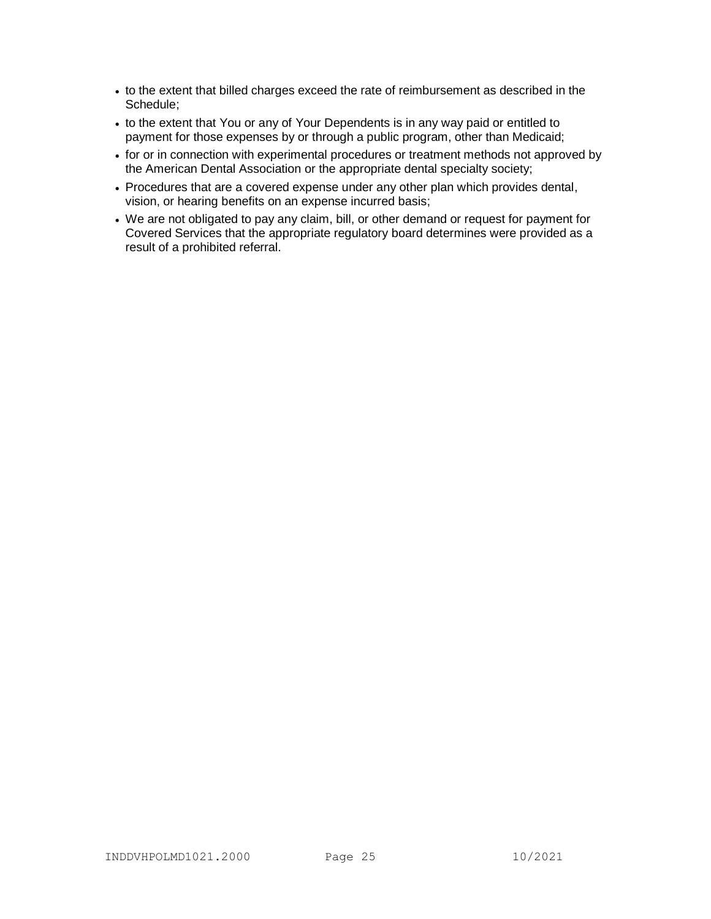- to the extent that billed charges exceed the rate of reimbursement as described in the Schedule;
- to the extent that You or any of Your Dependents is in any way paid or entitled to payment for those expenses by or through a public program, other than Medicaid;
- for or in connection with experimental procedures or treatment methods not approved by the American Dental Association or the appropriate dental specialty society;
- Procedures that are a covered expense under any other plan which provides dental, vision, or hearing benefits on an expense incurred basis;
- We are not obligated to pay any claim, bill, or other demand or request for payment for Covered Services that the appropriate regulatory board determines were provided as a result of a prohibited referral.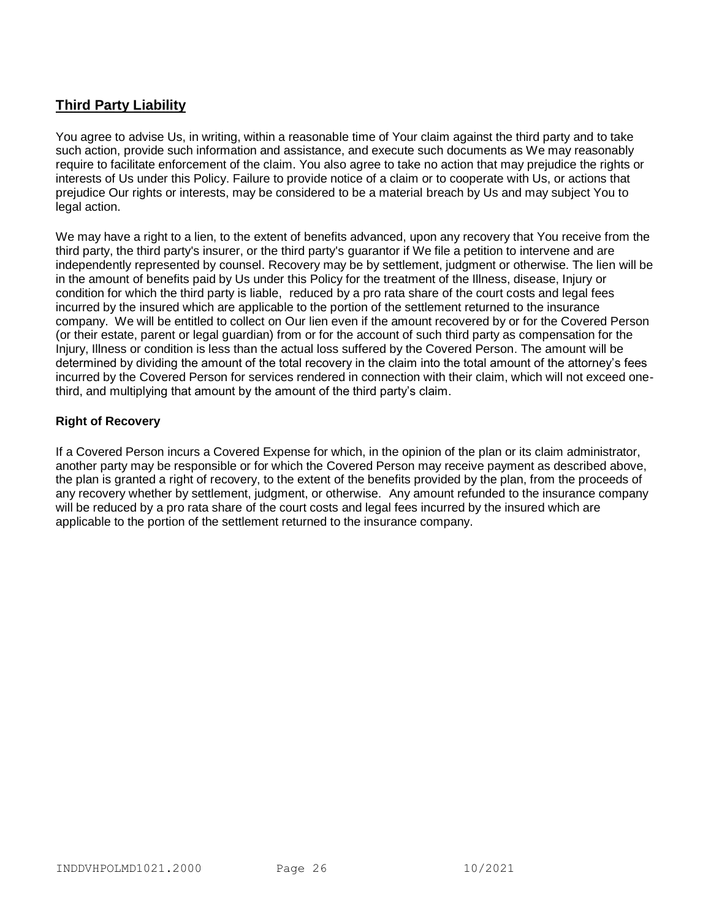## Third Party Liability

You agree to advise Us, in writing, within a reasonable time of Your claim against the third party and to take such action, provide such information and assistance, and execute such documents as We may reasonably require to facilitate enforcement of the claim. You also agree to take no action that may prejudice the rights or interests of Us under this Policy. Failure to provide notice of a claim or to cooperate with Us, or actions that prejudice Our rights or interests, may be considered to be a material breach by Us and may subject You to legal action.

We may have a right to a lien, to the extent of benefits advanced, upon any recovery that You receive from the third party, the third party's insurer, or the third party's guarantor if We file a petition to intervene and are independently represented by counsel. Recovery may be by settlement, judgment or otherwise. The lien will be in the amount of benefits paid by Us under this Policy for the treatment of the Illness, disease, Injury or condition for which the third party is liable, reduced by a pro rata share of the court costs and legal fees incurred by the insured which are applicable to the portion of the settlement returned to the insurance company. We will be entitled to collect on Our lien even if the amount recovered by or for the Covered Person (or their estate, parent or legal guardian) from or for the account of such third party as compensation for the Injury, Illness or condition is less than the actual loss suffered by the Covered Person. The amount will be determined by dividing the amount of the total recovery in the claim into the total amount of the attorney's fees incurred by the Covered Person for services rendered in connection with their claim, which will not exceed one-third, and multiplying that amount by the amount of the third party's claim.

### Right of Recovery

If a Covered Person incurs a Covered Expense for which, in the opinion of the plan or its claim administrator, another party may be responsible or for which the Covered Person may receive payment as described above, the plan is granted a right of recovery, to the extent of the benefits provided by the plan, from the proceeds of any recovery whether by settlement, judgment, or otherwise. Any amount refunded to the insurance company will be reduced by a pro rata share of the court costs and legal fees incurred by the insured which are applicable to the portion of the settlement returned to the insurance company.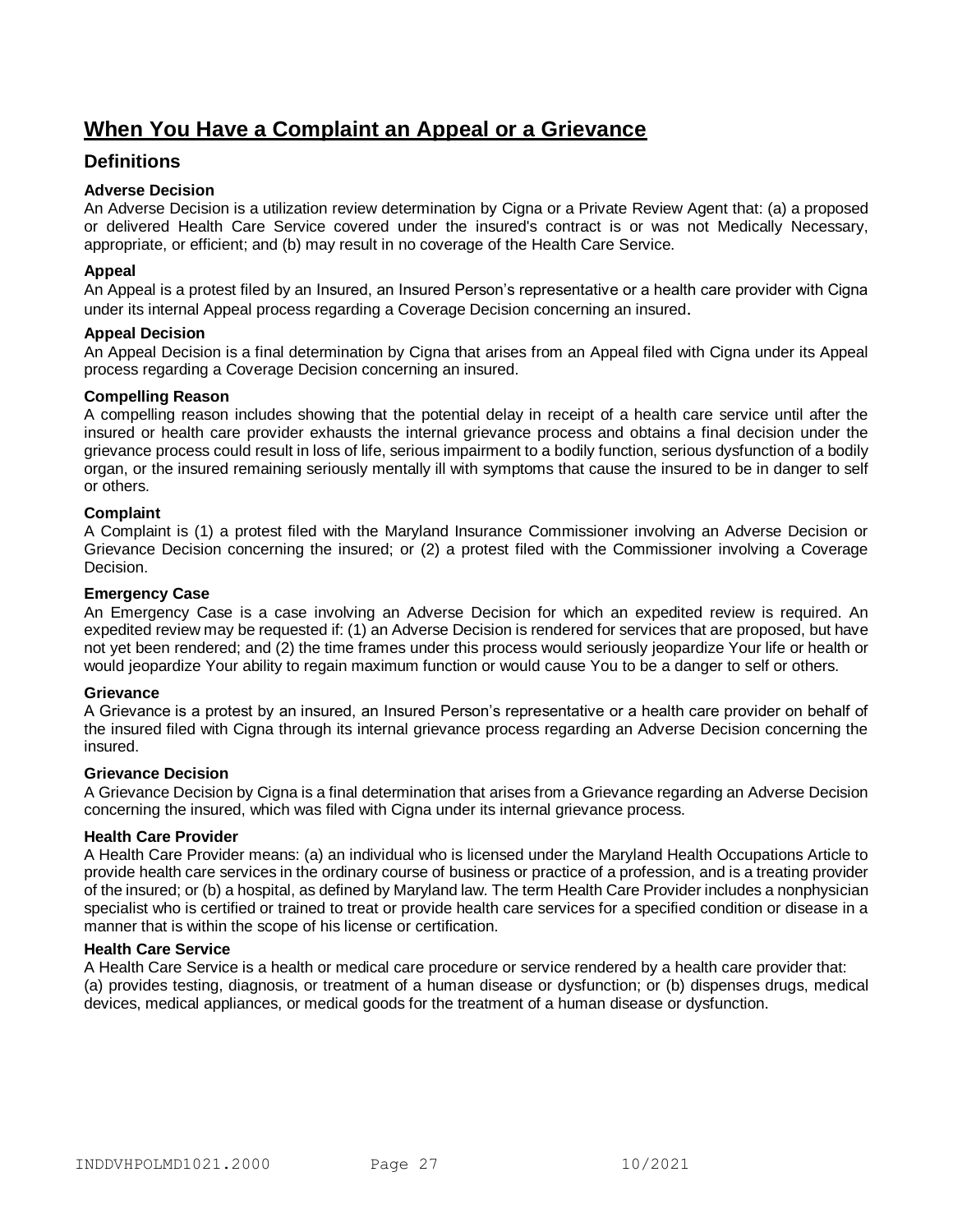## When You Have a Complaint an Appeal or a Grievance

### Definitions

**Adverse Decision**

An Adverse Decision is a utilization review determination by Cigna or a Private Review Agent that: (a) a proposed or delivered Health Care Service covered under the insured's contract is or was not Medically Necessary, appropriate, or efficient; and (b) may result in no coverage of the Health Care Service.

**Appeal**

An Appeal is a protest filed by an Insured, an Insured Person's representative or a health care provider with Cigna under its internal Appeal process regarding a Coverage Decision concerning an insured.

**Appeal Decision**

An Appeal Decision is a final determination by Cigna that arises from an Appeal filed with Cigna under its Appeal process regarding a Coverage Decision concerning an insured.

**Compelling Reason**

A compelling reason includes showing that the potential delay in receipt of a health care service until after the insured or health care provider exhausts the internal grievance process and obtains a final decision under the grievance process could result in loss of life, serious impairment to a bodily function, serious dysfunction of a bodily organ, or the insured remaining seriously mentally ill with symptoms that cause the insured to be in danger to self or others.

**Complaint**

A Complaint is (1) a protest filed with the Maryland Insurance Commissioner involving an Adverse Decision or Grievance Decision concerning the insured; or (2) a protest filed with the Commissioner involving a Coverage Decision.

**Emergency Case**

An Emergency Case is a case involving an Adverse Decision for which an expedited review is required. An expedited review may be requested if: (1) an Adverse Decision is rendered for services that are proposed, but have not yet been rendered; and (2) the time frames under this process would seriously jeopardize Your life or health or would jeopardize Your ability to regain maximum function or would cause You to be a danger to self or others.

**Grievance**

A Grievance is a protest by an insured, an Insured Person's representative or a health care provider on behalf of the insured filed with Cigna through its internal grievance process regarding an Adverse Decision concerning the insured.

**Grievance Decision**

A Grievance Decision by Cigna is a final determination that arises from a Grievance regarding an Adverse Decision concerning the insured, which was filed with Cigna under its internal grievance process.

**Health Care Provider**

A Health Care Provider means: (a) an individual who is licensed under the Maryland Health Occupations Article to provide health care services in the ordinary course of business or practice of a profession, and is a treating provider of the insured; or (b) a hospital, as defined by Maryland law. The term Health Care Provider includes a nonphysician specialist who is certified or trained to treat or provide health care services for a specified condition or disease in a manner that is within the scope of his license or certification.

**Health Care Service**

A Health Care Service is a health or medical care procedure or service rendered by a health care provider that: (a) provides testing, diagnosis, or treatment of a human disease or dysfunction; or (b) dispenses drugs, medical devices, medical appliances, or medical goods for the treatment of a human disease or dysfunction.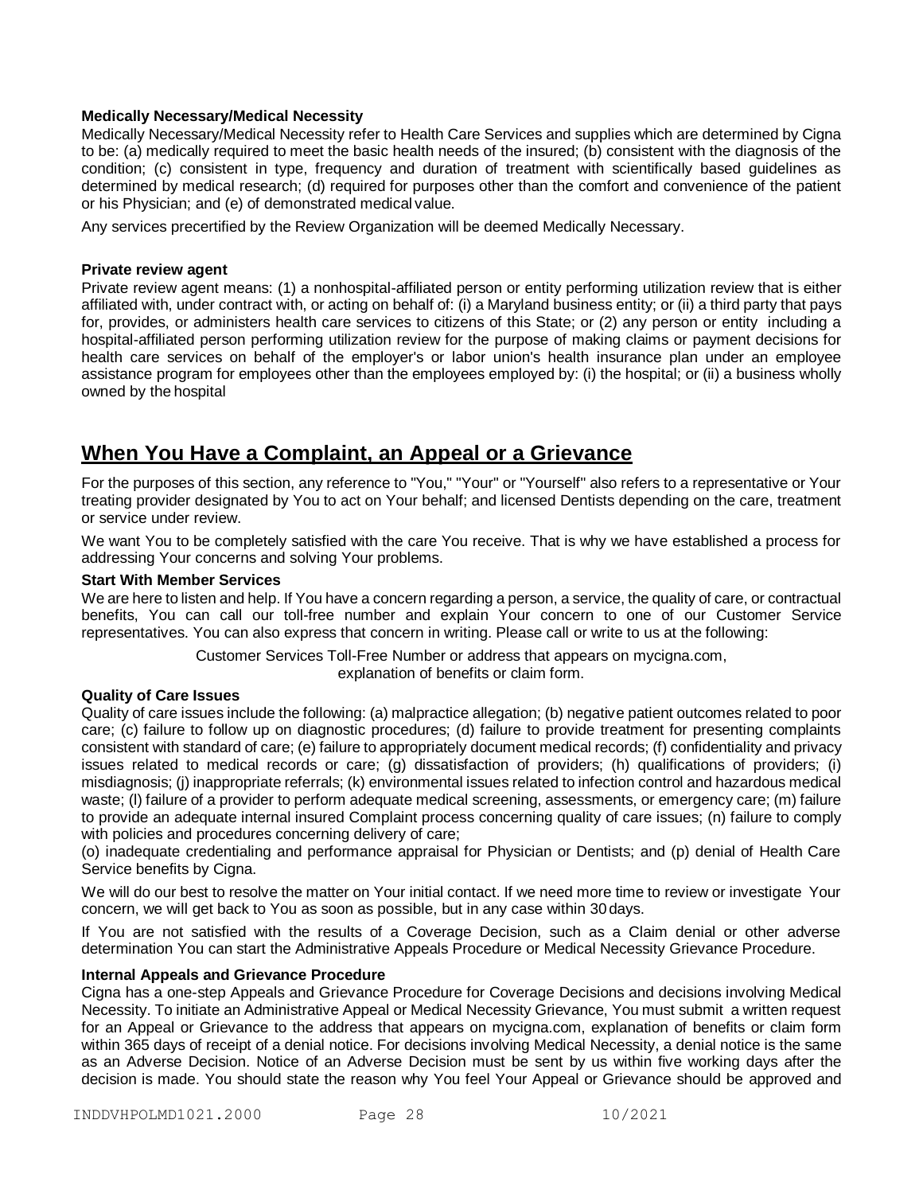**Medically Necessary/Medical Necessity**

Medically Necessary/Medical Necessity refer to Health Care Services and supplies which are determined by Cigna to be: (a) medically required to meet the basic health needs of the insured; (b) consistent with the diagnosis of the condition; (c) consistent in type, frequency and duration of treatment with scientifically based guidelines as determined by medical research; (d) required for purposes other than the comfort and convenience of the patient or his Physician; and (e) of demonstrated medical value.

Any services precertified by the Review Organization will be deemed Medically Necessary.

**Private review agent**

Private review agent means: (1) a nonhospital-affiliated person or entity performing utilization review that is either affiliated with, under contract with, or acting on behalf of: (i) a Maryland business entity; or (ii) a third party that pays for, provides, or administers health care services to citizens of this State; or (2) any person or entity including a hospital-affiliated person performing utilization review for the purpose of making claims or payment decisions for health care services on behalf of the employer's or labor union's health insurance plan under an employee assistance program for employees other than the employees employed by: (i) the hospital; or (ii) a business wholly owned by the hospital

## When You Have a Complaint, an Appeal or a Grievance

For the purposes of this section, any reference to "You," "Your" or "Yourself" also refers to a representative or Your treating provider designated by You to act on Your behalf; and licensed Dentists depending on the care, treatment or service under review.

We want You to be completely satisfied with the care You receive. That is why we have established a process for addressing Your concerns and solving Your problems.

**Start With Member Services**

We are here to listen and help. If You have a concern regarding a person, a service, the quality of care, or contractual benefits, You can call our toll-free number and explain Your concern to one of our Customer Service representatives. You can also express that concern in writing. Please call or write to us at the following:

Customer Services Toll-Free Number or address that appears on mycigna.com, explanation of benefits or claim form.

**Quality of Care Issues**

Quality of care issues include the following: (a) malpractice allegation; (b) negative patient outcomes related to poor care; (c) failure to follow up on diagnostic procedures; (d) failure to provide treatment for presenting complaints consistent with standard of care; (e) failure to appropriately document medical records; (f) confidentiality and privacy issues related to medical records or care; (g) dissatisfaction of providers; (h) qualifications of providers; (i) misdiagnosis; (j) inappropriate referrals; (k) environmental issues related to infection control and hazardous medical waste; (l) failure of a provider to perform adequate medical screening, assessments, or emergency care; (m) failure to provide an adequate internal insured Complaint process concerning quality of care issues; (n) failure to comply with policies and procedures concerning delivery of care;
(o) inadequate credentialing and performance appraisal for Physician or Dentists; and (p) denial of Health Care Service benefits by Cigna.

We will do our best to resolve the matter on Your initial contact. If we need more time to review or investigate Your concern, we will get back to You as soon as possible, but in any case within 30 days.

If You are not satisfied with the results of a Coverage Decision, such as a Claim denial or other adverse determination You can start the Administrative Appeals Procedure or Medical Necessity Grievance Procedure.

**Internal Appeals and Grievance Procedure**

Cigna has a one-step Appeals and Grievance Procedure for Coverage Decisions and decisions involving Medical Necessity. To initiate an Administrative Appeal or Medical Necessity Grievance, You must submit a written request for an Appeal or Grievance to the address that appears on mycigna.com, explanation of benefits or claim form within 365 days of receipt of a denial notice. For decisions involving Medical Necessity, a denial notice is the same as an Adverse Decision. Notice of an Adverse Decision must be sent by us within five working days after the decision is made. You should state the reason why You feel Your Appeal or Grievance should be approved and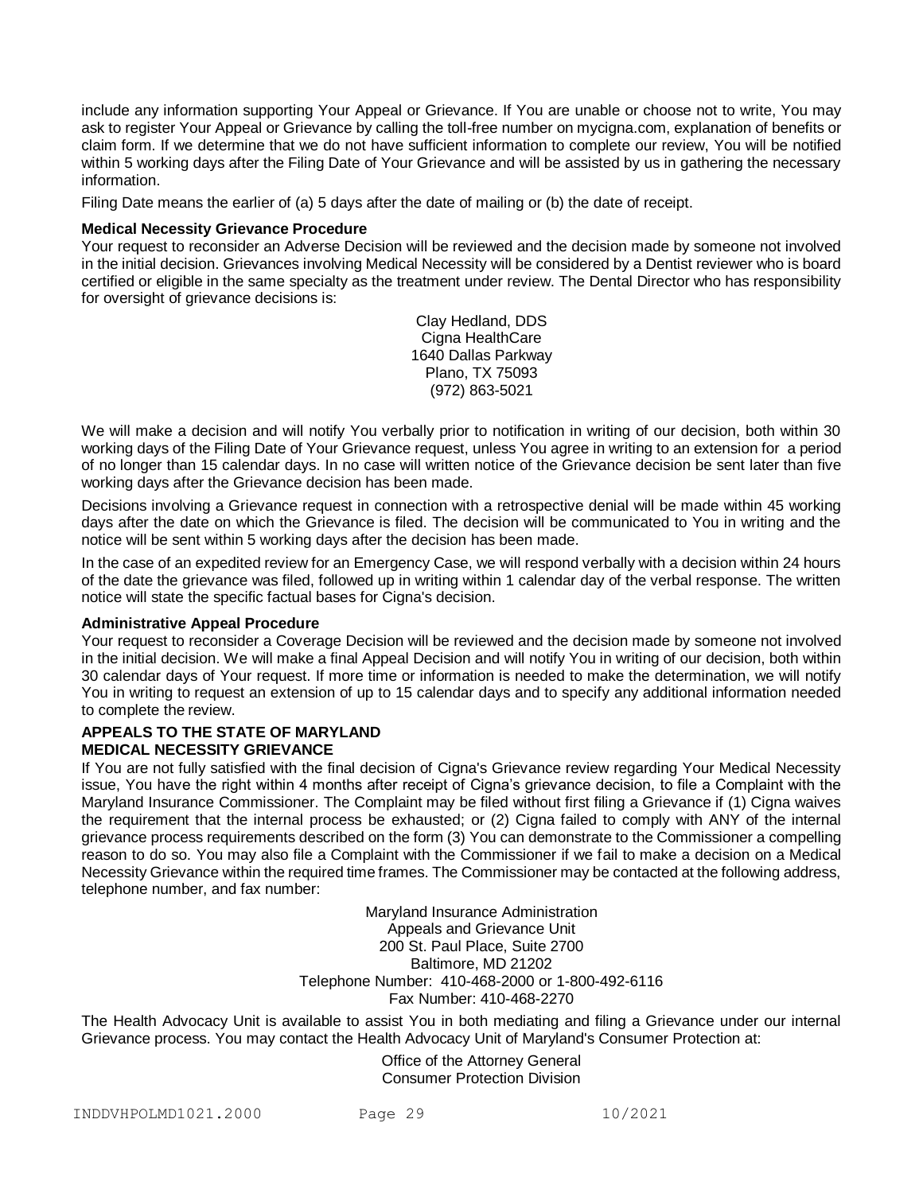include any information supporting Your Appeal or Grievance. If You are unable or choose not to write, You may ask to register Your Appeal or Grievance by calling the toll-free number on mycigna.com, explanation of benefits or claim form. If we determine that we do not have sufficient information to complete our review, You will be notified within 5 working days after the Filing Date of Your Grievance and will be assisted by us in gathering the necessary information.

Filing Date means the earlier of (a) 5 days after the date of mailing or (b) the date of receipt.

**Medical Necessity Grievance Procedure**

Your request to reconsider an Adverse Decision will be reviewed and the decision made by someone not involved in the initial decision. Grievances involving Medical Necessity will be considered by a Dentist reviewer who is board certified or eligible in the same specialty as the treatment under review. The Dental Director who has responsibility for oversight of grievance decisions is:

Clay Hedland, DDS
Cigna HealthCare
1640 Dallas Parkway
Plano, TX 75093
(972) 863-5021

We will make a decision and will notify You verbally prior to notification in writing of our decision, both within 30 working days of the Filing Date of Your Grievance request, unless You agree in writing to an extension for a period of no longer than 15 calendar days. In no case will written notice of the Grievance decision be sent later than five working days after the Grievance decision has been made.

Decisions involving a Grievance request in connection with a retrospective denial will be made within 45 working days after the date on which the Grievance is filed. The decision will be communicated to You in writing and the notice will be sent within 5 working days after the decision has been made.

In the case of an expedited review for an Emergency Case, we will respond verbally with a decision within 24 hours of the date the grievance was filed, followed up in writing within 1 calendar day of the verbal response. The written notice will state the specific factual bases for Cigna's decision.

**Administrative Appeal Procedure**

Your request to reconsider a Coverage Decision will be reviewed and the decision made by someone not involved in the initial decision. We will make a final Appeal Decision and will notify You in writing of our decision, both within 30 calendar days of Your request. If more time or information is needed to make the determination, we will notify You in writing to request an extension of up to 15 calendar days and to specify any additional information needed to complete the review.

**APPEALS TO THE STATE OF MARYLAND**
**MEDICAL NECESSITY GRIEVANCE**

If You are not fully satisfied with the final decision of Cigna's Grievance review regarding Your Medical Necessity issue, You have the right within 4 months after receipt of Cigna's grievance decision, to file a Complaint with the Maryland Insurance Commissioner. The Complaint may be filed without first filing a Grievance if (1) Cigna waives the requirement that the internal process be exhausted; or (2) Cigna failed to comply with ANY of the internal grievance process requirements described on the form (3) You can demonstrate to the Commissioner a compelling reason to do so. You may also file a Complaint with the Commissioner if we fail to make a decision on a Medical Necessity Grievance within the required time frames. The Commissioner may be contacted at the following address, telephone number, and fax number:

Maryland Insurance Administration
Appeals and Grievance Unit
200 St. Paul Place, Suite 2700
Baltimore, MD 21202
Telephone Number: 410-468-2000 or 1-800-492-6116
Fax Number: 410-468-2270

The Health Advocacy Unit is available to assist You in both mediating and filing a Grievance under our internal Grievance process. You may contact the Health Advocacy Unit of Maryland's Consumer Protection at:

Office of the Attorney General
Consumer Protection Division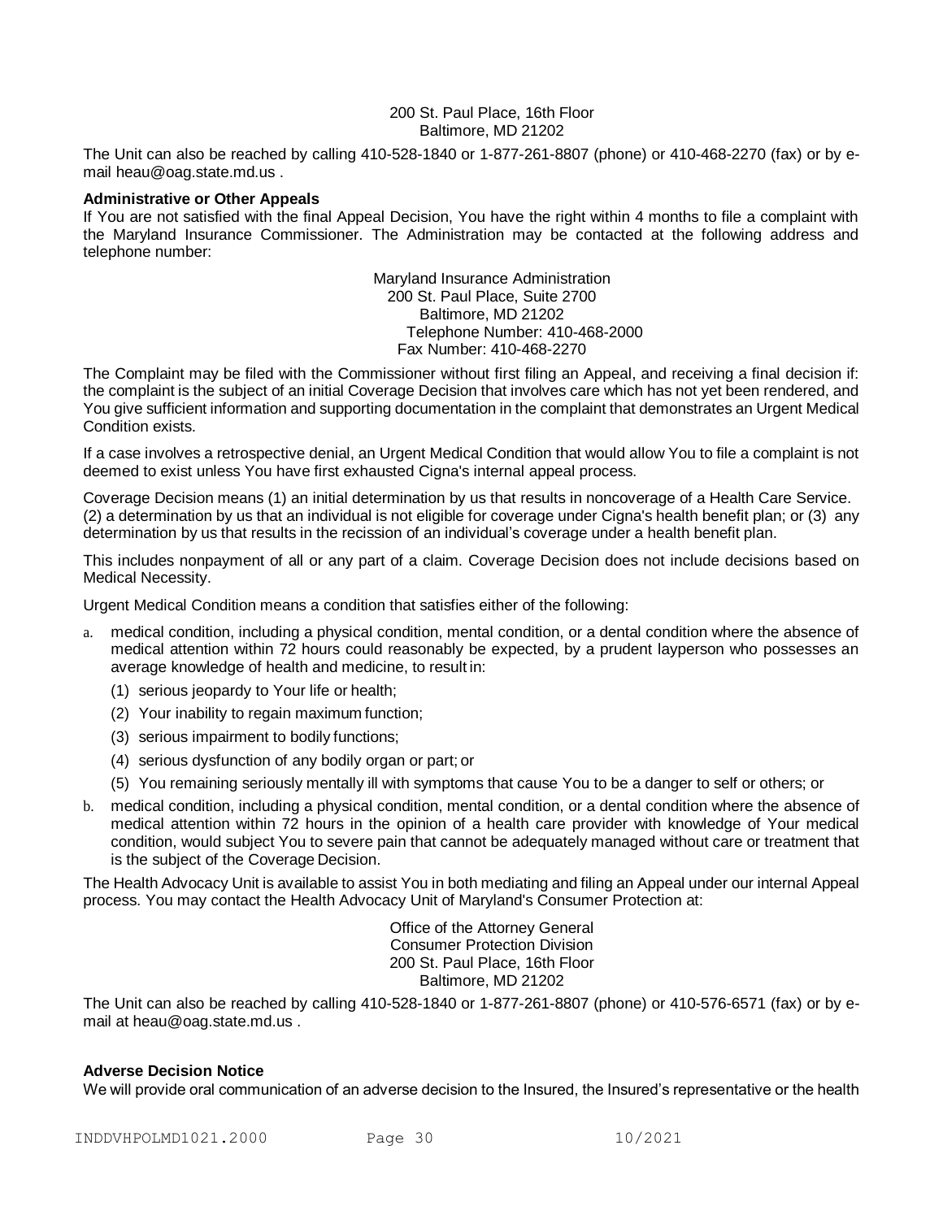200 St. Paul Place, 16th Floor
Baltimore, MD 21202

The Unit can also be reached by calling 410-528-1840 or 1-877-261-8807 (phone) or 410-468-2270 (fax) or by e-mail heau@oag.state.md.us .

**Administrative or Other Appeals**

If You are not satisfied with the final Appeal Decision, You have the right within 4 months to file a complaint with the Maryland Insurance Commissioner. The Administration may be contacted at the following address and telephone number:

Maryland Insurance Administration
200 St. Paul Place, Suite 2700
Baltimore, MD 21202
Telephone Number: 410-468-2000
Fax Number: 410-468-2270

The Complaint may be filed with the Commissioner without first filing an Appeal, and receiving a final decision if: the complaint is the subject of an initial Coverage Decision that involves care which has not yet been rendered, and You give sufficient information and supporting documentation in the complaint that demonstrates an Urgent Medical Condition exists.

If a case involves a retrospective denial, an Urgent Medical Condition that would allow You to file a complaint is not deemed to exist unless You have first exhausted Cigna's internal appeal process.

Coverage Decision means (1) an initial determination by us that results in noncoverage of a Health Care Service. (2) a determination by us that an individual is not eligible for coverage under Cigna's health benefit plan; or (3) any determination by us that results in the recission of an individual's coverage under a health benefit plan.

This includes nonpayment of all or any part of a claim. Coverage Decision does not include decisions based on Medical Necessity.

Urgent Medical Condition means a condition that satisfies either of the following:

a. medical condition, including a physical condition, mental condition, or a dental condition where the absence of medical attention within 72 hours could reasonably be expected, by a prudent layperson who possesses an average knowledge of health and medicine, to result in:
   (1) serious jeopardy to Your life or health;
   (2) Your inability to regain maximum function;
   (3) serious impairment to bodily functions;
   (4) serious dysfunction of any bodily organ or part; or
   (5) You remaining seriously mentally ill with symptoms that cause You to be a danger to self or others; or
b. medical condition, including a physical condition, mental condition, or a dental condition where the absence of medical attention within 72 hours in the opinion of a health care provider with knowledge of Your medical condition, would subject You to severe pain that cannot be adequately managed without care or treatment that is the subject of the Coverage Decision.

The Health Advocacy Unit is available to assist You in both mediating and filing an Appeal under our internal Appeal process. You may contact the Health Advocacy Unit of Maryland's Consumer Protection at:

Office of the Attorney General
Consumer Protection Division
200 St. Paul Place, 16th Floor
Baltimore, MD 21202

The Unit can also be reached by calling 410-528-1840 or 1-877-261-8807 (phone) or 410-576-6571 (fax) or by e-mail at heau@oag.state.md.us .

**Adverse Decision Notice**

We will provide oral communication of an adverse decision to the Insured, the Insured's representative or the health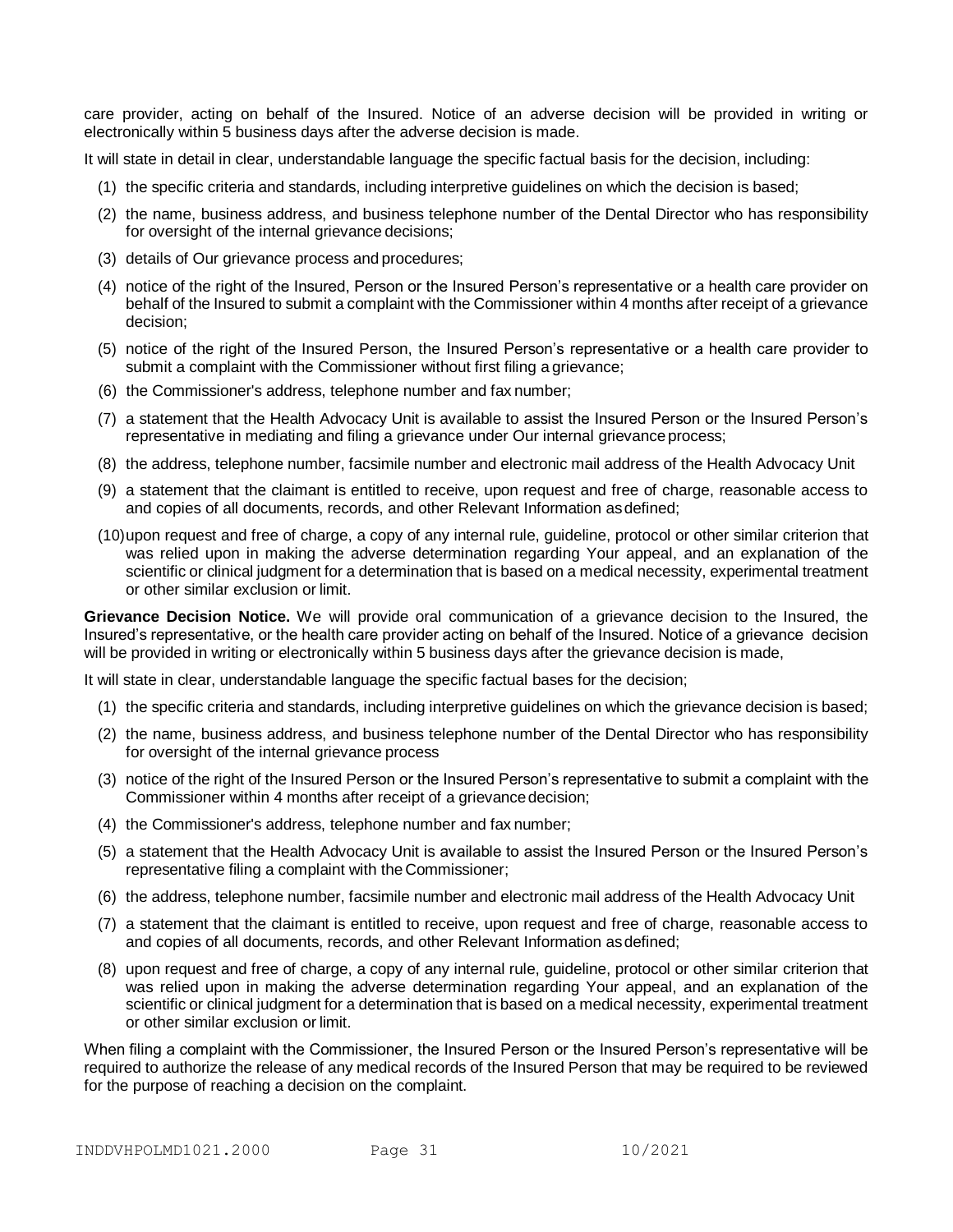care provider, acting on behalf of the Insured. Notice of an adverse decision will be provided in writing or electronically within 5 business days after the adverse decision is made.

It will state in detail in clear, understandable language the specific factual basis for the decision, including:

(1) the specific criteria and standards, including interpretive guidelines on which the decision is based;

(2) the name, business address, and business telephone number of the Dental Director who has responsibility for oversight of the internal grievance decisions;

(3) details of Our grievance process and procedures;

(4) notice of the right of the Insured, Person or the Insured Person's representative or a health care provider on behalf of the Insured to submit a complaint with the Commissioner within 4 months after receipt of a grievance decision;

(5) notice of the right of the Insured Person, the Insured Person's representative or a health care provider to submit a complaint with the Commissioner without first filing a grievance;

(6) the Commissioner's address, telephone number and fax number;

(7) a statement that the Health Advocacy Unit is available to assist the Insured Person or the Insured Person's representative in mediating and filing a grievance under Our internal grievance process;

(8) the address, telephone number, facsimile number and electronic mail address of the Health Advocacy Unit

(9) a statement that the claimant is entitled to receive, upon request and free of charge, reasonable access to and copies of all documents, records, and other Relevant Information as defined;

(10) upon request and free of charge, a copy of any internal rule, guideline, protocol or other similar criterion that was relied upon in making the adverse determination regarding Your appeal, and an explanation of the scientific or clinical judgment for a determination that is based on a medical necessity, experimental treatment or other similar exclusion or limit.

**Grievance Decision Notice.** We will provide oral communication of a grievance decision to the Insured, the Insured's representative, or the health care provider acting on behalf of the Insured. Notice of a grievance decision will be provided in writing or electronically within 5 business days after the grievance decision is made,

It will state in clear, understandable language the specific factual bases for the decision;

(1) the specific criteria and standards, including interpretive guidelines on which the grievance decision is based;

(2) the name, business address, and business telephone number of the Dental Director who has responsibility for oversight of the internal grievance process

(3) notice of the right of the Insured Person or the Insured Person's representative to submit a complaint with the Commissioner within 4 months after receipt of a grievance decision;

(4) the Commissioner's address, telephone number and fax number;

(5) a statement that the Health Advocacy Unit is available to assist the Insured Person or the Insured Person's representative filing a complaint with the Commissioner;

(6) the address, telephone number, facsimile number and electronic mail address of the Health Advocacy Unit

(7) a statement that the claimant is entitled to receive, upon request and free of charge, reasonable access to and copies of all documents, records, and other Relevant Information as defined;

(8) upon request and free of charge, a copy of any internal rule, guideline, protocol or other similar criterion that was relied upon in making the adverse determination regarding Your appeal, and an explanation of the scientific or clinical judgment for a determination that is based on a medical necessity, experimental treatment or other similar exclusion or limit.

When filing a complaint with the Commissioner, the Insured Person or the Insured Person's representative will be required to authorize the release of any medical records of the Insured Person that may be required to be reviewed for the purpose of reaching a decision on the complaint.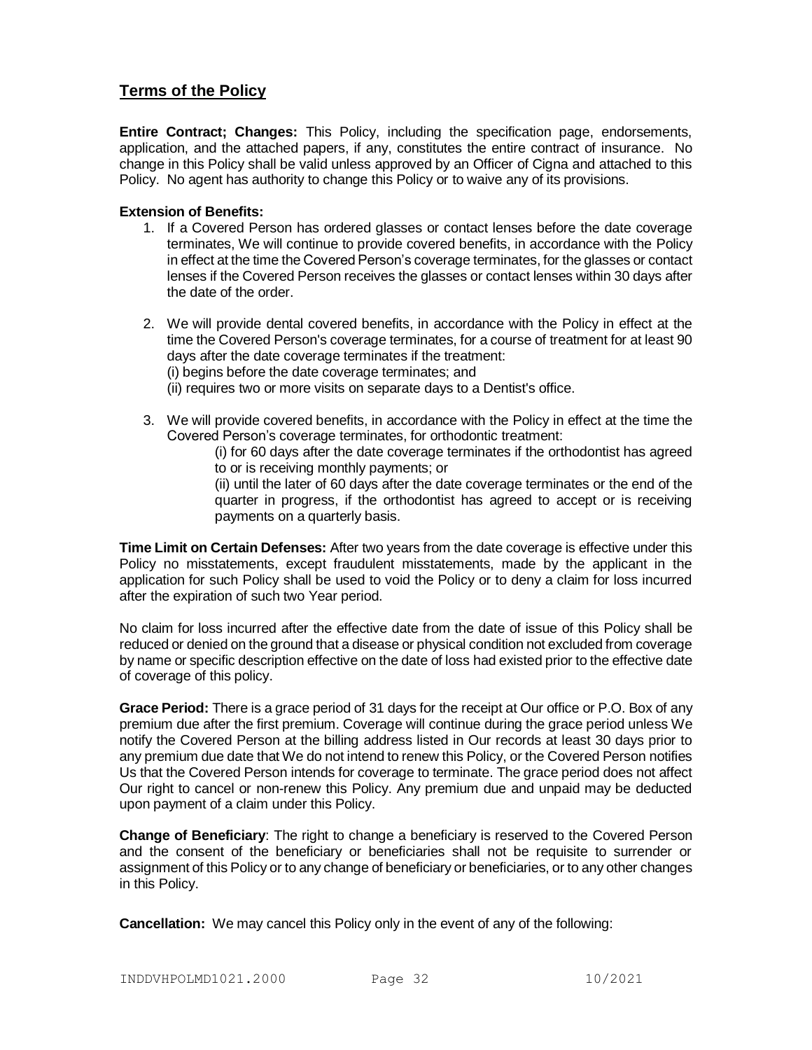## Terms of the Policy

**Entire Contract; Changes:** This Policy, including the specification page, endorsements, application, and the attached papers, if any, constitutes the entire contract of insurance. No change in this Policy shall be valid unless approved by an Officer of Cigna and attached to this Policy. No agent has authority to change this Policy or to waive any of its provisions.

**Extension of Benefits:**

1. If a Covered Person has ordered glasses or contact lenses before the date coverage terminates, We will continue to provide covered benefits, in accordance with the Policy in effect at the time the Covered Person's coverage terminates, for the glasses or contact lenses if the Covered Person receives the glasses or contact lenses within 30 days after the date of the order.

2. We will provide dental covered benefits, in accordance with the Policy in effect at the time the Covered Person's coverage terminates, for a course of treatment for at least 90 days after the date coverage terminates if the treatment:
   (i) begins before the date coverage terminates; and
   (ii) requires two or more visits on separate days to a Dentist's office.

3. We will provide covered benefits, in accordance with the Policy in effect at the time the Covered Person's coverage terminates, for orthodontic treatment:
   (i) for 60 days after the date coverage terminates if the orthodontist has agreed to or is receiving monthly payments; or
   (ii) until the later of 60 days after the date coverage terminates or the end of the quarter in progress, if the orthodontist has agreed to accept or is receiving payments on a quarterly basis.

**Time Limit on Certain Defenses:** After two years from the date coverage is effective under this Policy no misstatements, except fraudulent misstatements, made by the applicant in the application for such Policy shall be used to void the Policy or to deny a claim for loss incurred after the expiration of such two Year period.

No claim for loss incurred after the effective date from the date of issue of this Policy shall be reduced or denied on the ground that a disease or physical condition not excluded from coverage by name or specific description effective on the date of loss had existed prior to the effective date of coverage of this policy.

**Grace Period:** There is a grace period of 31 days for the receipt at Our office or P.O. Box of any premium due after the first premium. Coverage will continue during the grace period unless We notify the Covered Person at the billing address listed in Our records at least 30 days prior to any premium due date that We do not intend to renew this Policy, or the Covered Person notifies Us that the Covered Person intends for coverage to terminate. The grace period does not affect Our right to cancel or non-renew this Policy. Any premium due and unpaid may be deducted upon payment of a claim under this Policy.

**Change of Beneficiary**: The right to change a beneficiary is reserved to the Covered Person and the consent of the beneficiary or beneficiaries shall not be requisite to surrender or assignment of this Policy or to any change of beneficiary or beneficiaries, or to any other changes in this Policy.

**Cancellation:** We may cancel this Policy only in the event of any of the following: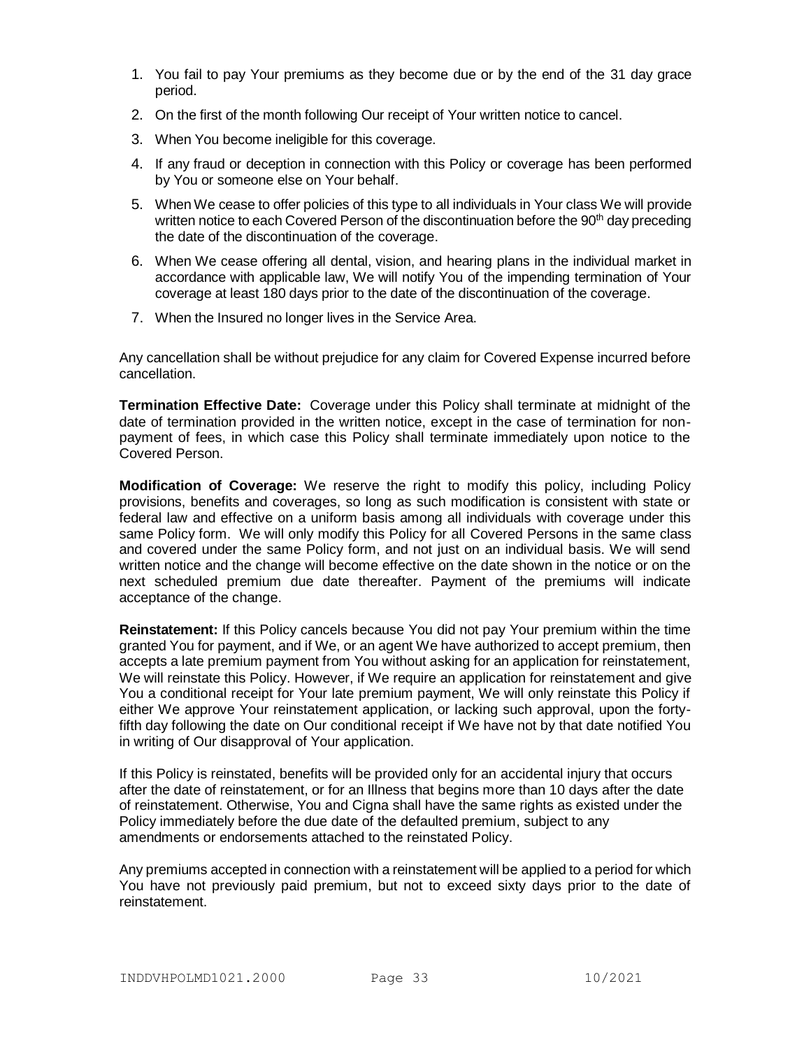1. You fail to pay Your premiums as they become due or by the end of the 31 day grace period.
2. On the first of the month following Our receipt of Your written notice to cancel.
3. When You become ineligible for this coverage.
4. If any fraud or deception in connection with this Policy or coverage has been performed by You or someone else on Your behalf.
5. When We cease to offer policies of this type to all individuals in Your class We will provide written notice to each Covered Person of the discontinuation before the 90th day preceding the date of the discontinuation of the coverage.
6. When We cease offering all dental, vision, and hearing plans in the individual market in accordance with applicable law, We will notify You of the impending termination of Your coverage at least 180 days prior to the date of the discontinuation of the coverage.
7. When the Insured no longer lives in the Service Area.

Any cancellation shall be without prejudice for any claim for Covered Expense incurred before cancellation.

**Termination Effective Date:** Coverage under this Policy shall terminate at midnight of the date of termination provided in the written notice, except in the case of termination for non-payment of fees, in which case this Policy shall terminate immediately upon notice to the Covered Person.

**Modification of Coverage:** We reserve the right to modify this policy, including Policy provisions, benefits and coverages, so long as such modification is consistent with state or federal law and effective on a uniform basis among all individuals with coverage under this same Policy form. We will only modify this Policy for all Covered Persons in the same class and covered under the same Policy form, and not just on an individual basis. We will send written notice and the change will become effective on the date shown in the notice or on the next scheduled premium due date thereafter. Payment of the premiums will indicate acceptance of the change.

**Reinstatement:** If this Policy cancels because You did not pay Your premium within the time granted You for payment, and if We, or an agent We have authorized to accept premium, then accepts a late premium payment from You without asking for an application for reinstatement, We will reinstate this Policy. However, if We require an application for reinstatement and give You a conditional receipt for Your late premium payment, We will only reinstate this Policy if either We approve Your reinstatement application, or lacking such approval, upon the forty-fifth day following the date on Our conditional receipt if We have not by that date notified You in writing of Our disapproval of Your application.

If this Policy is reinstated, benefits will be provided only for an accidental injury that occurs after the date of reinstatement, or for an Illness that begins more than 10 days after the date of reinstatement. Otherwise, You and Cigna shall have the same rights as existed under the Policy immediately before the due date of the defaulted premium, subject to any amendments or endorsements attached to the reinstated Policy.

Any premiums accepted in connection with a reinstatement will be applied to a period for which You have not previously paid premium, but not to exceed sixty days prior to the date of reinstatement.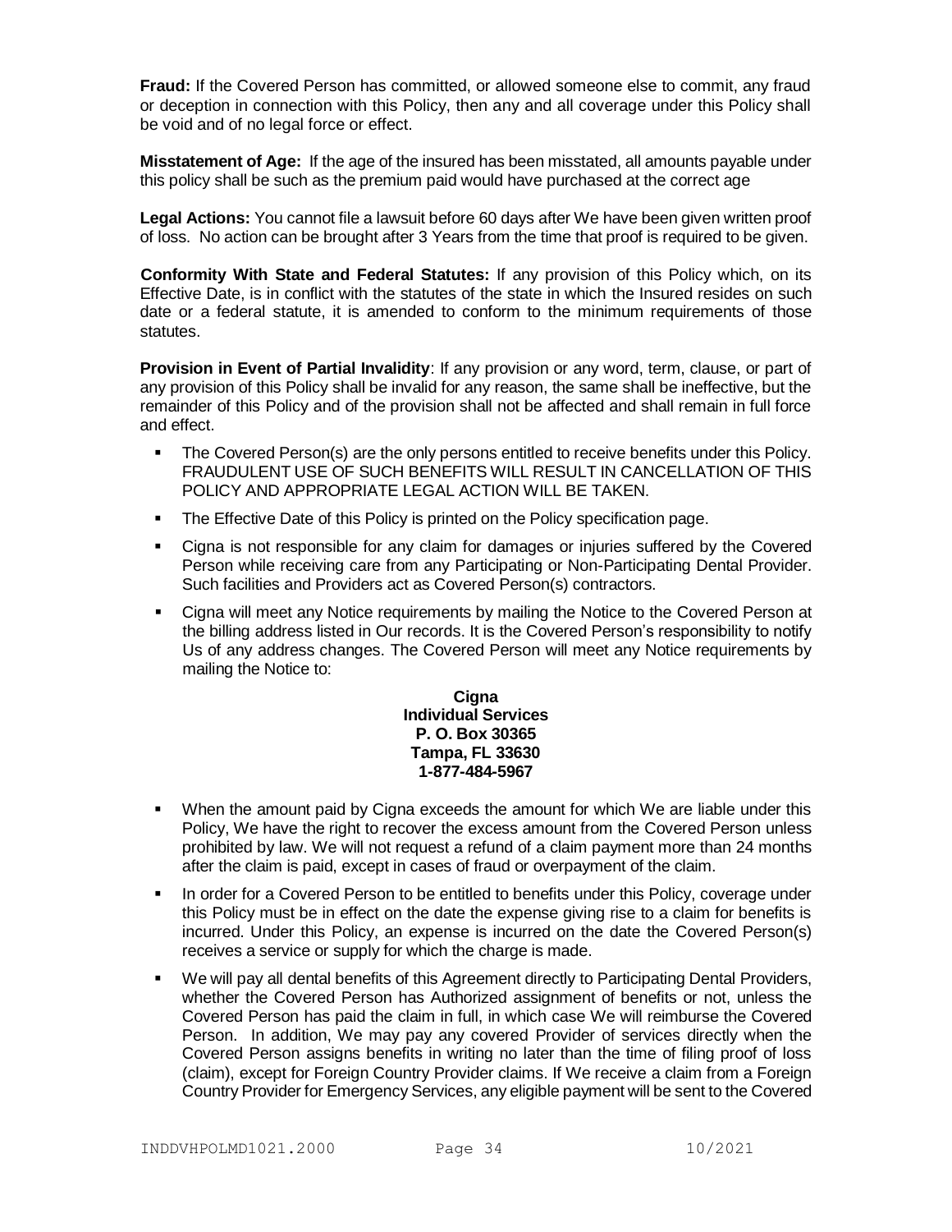**Fraud:** If the Covered Person has committed, or allowed someone else to commit, any fraud or deception in connection with this Policy, then any and all coverage under this Policy shall be void and of no legal force or effect.

**Misstatement of Age:** If the age of the insured has been misstated, all amounts payable under this policy shall be such as the premium paid would have purchased at the correct age

**Legal Actions:** You cannot file a lawsuit before 60 days after We have been given written proof of loss. No action can be brought after 3 Years from the time that proof is required to be given.

**Conformity With State and Federal Statutes:** If any provision of this Policy which, on its Effective Date, is in conflict with the statutes of the state in which the Insured resides on such date or a federal statute, it is amended to conform to the minimum requirements of those statutes.

**Provision in Event of Partial Invalidity**: If any provision or any word, term, clause, or part of any provision of this Policy shall be invalid for any reason, the same shall be ineffective, but the remainder of this Policy and of the provision shall not be affected and shall remain in full force and effect.

- The Covered Person(s) are the only persons entitled to receive benefits under this Policy. FRAUDULENT USE OF SUCH BENEFITS WILL RESULT IN CANCELLATION OF THIS POLICY AND APPROPRIATE LEGAL ACTION WILL BE TAKEN.
- The Effective Date of this Policy is printed on the Policy specification page.
- Cigna is not responsible for any claim for damages or injuries suffered by the Covered Person while receiving care from any Participating or Non-Participating Dental Provider. Such facilities and Providers act as Covered Person(s) contractors.
- Cigna will meet any Notice requirements by mailing the Notice to the Covered Person at the billing address listed in Our records. It is the Covered Person's responsibility to notify Us of any address changes. The Covered Person will meet any Notice requirements by mailing the Notice to:

  **Cigna**
  **Individual Services**
  **P. O. Box 30365**
  **Tampa, FL 33630**
  **1-877-484-5967**

- When the amount paid by Cigna exceeds the amount for which We are liable under this Policy, We have the right to recover the excess amount from the Covered Person unless prohibited by law. We will not request a refund of a claim payment more than 24 months after the claim is paid, except in cases of fraud or overpayment of the claim.
- In order for a Covered Person to be entitled to benefits under this Policy, coverage under this Policy must be in effect on the date the expense giving rise to a claim for benefits is incurred. Under this Policy, an expense is incurred on the date the Covered Person(s) receives a service or supply for which the charge is made.
- We will pay all dental benefits of this Agreement directly to Participating Dental Providers, whether the Covered Person has Authorized assignment of benefits or not, unless the Covered Person has paid the claim in full, in which case We will reimburse the Covered Person. In addition, We may pay any covered Provider of services directly when the Covered Person assigns benefits in writing no later than the time of filing proof of loss (claim), except for Foreign Country Provider claims. If We receive a claim from a Foreign Country Provider for Emergency Services, any eligible payment will be sent to the Covered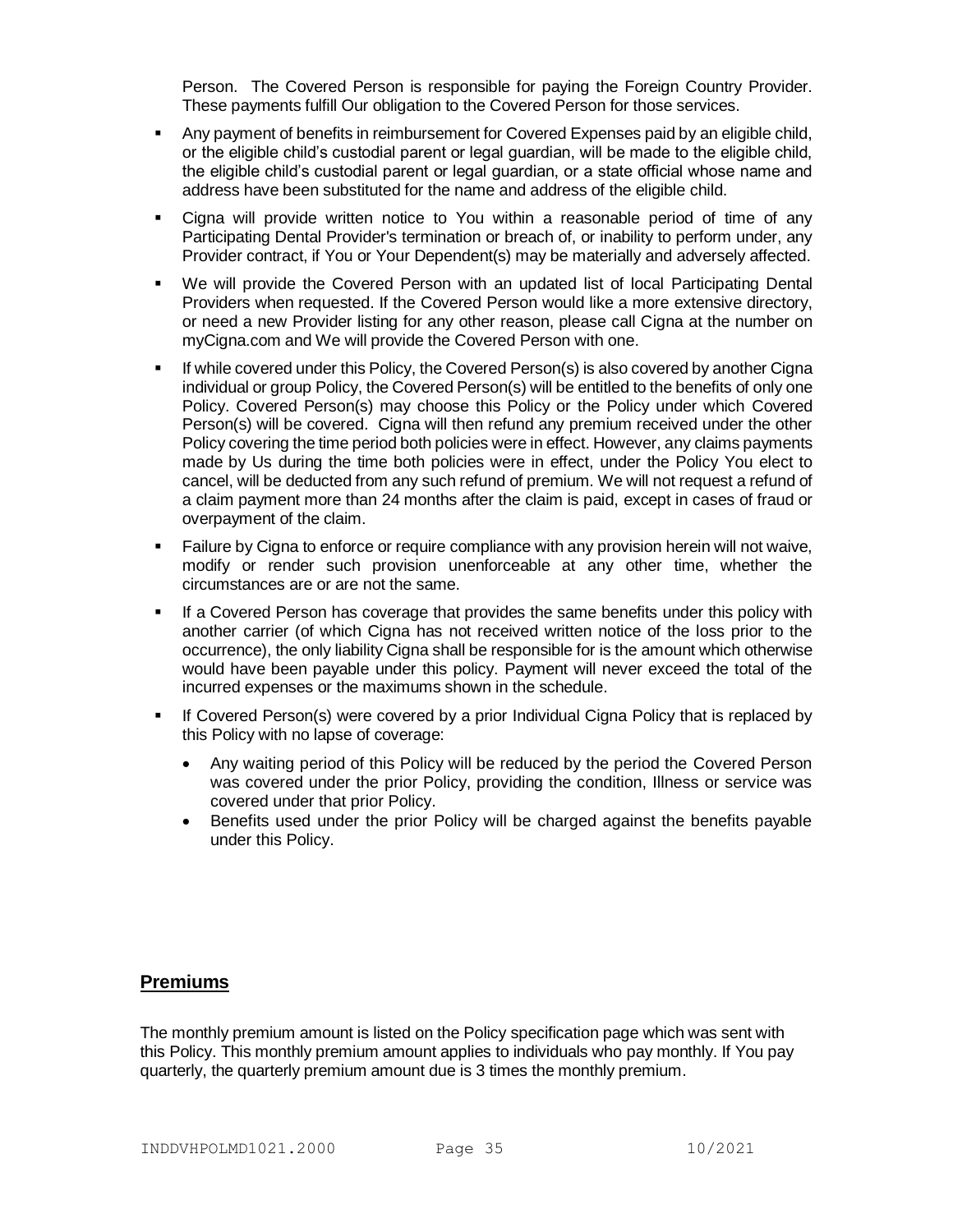Person. The Covered Person is responsible for paying the Foreign Country Provider. These payments fulfill Our obligation to the Covered Person for those services.

- Any payment of benefits in reimbursement for Covered Expenses paid by an eligible child, or the eligible child's custodial parent or legal guardian, will be made to the eligible child, the eligible child's custodial parent or legal guardian, or a state official whose name and address have been substituted for the name and address of the eligible child.
- Cigna will provide written notice to You within a reasonable period of time of any Participating Dental Provider's termination or breach of, or inability to perform under, any Provider contract, if You or Your Dependent(s) may be materially and adversely affected.
- We will provide the Covered Person with an updated list of local Participating Dental Providers when requested. If the Covered Person would like a more extensive directory, or need a new Provider listing for any other reason, please call Cigna at the number on myCigna.com and We will provide the Covered Person with one.
- If while covered under this Policy, the Covered Person(s) is also covered by another Cigna individual or group Policy, the Covered Person(s) will be entitled to the benefits of only one Policy. Covered Person(s) may choose this Policy or the Policy under which Covered Person(s) will be covered. Cigna will then refund any premium received under the other Policy covering the time period both policies were in effect. However, any claims payments made by Us during the time both policies were in effect, under the Policy You elect to cancel, will be deducted from any such refund of premium. We will not request a refund of a claim payment more than 24 months after the claim is paid, except in cases of fraud or overpayment of the claim.
- Failure by Cigna to enforce or require compliance with any provision herein will not waive, modify or render such provision unenforceable at any other time, whether the circumstances are or are not the same.
- If a Covered Person has coverage that provides the same benefits under this policy with another carrier (of which Cigna has not received written notice of the loss prior to the occurrence), the only liability Cigna shall be responsible for is the amount which otherwise would have been payable under this policy. Payment will never exceed the total of the incurred expenses or the maximums shown in the schedule.
- If Covered Person(s) were covered by a prior Individual Cigna Policy that is replaced by this Policy with no lapse of coverage:
  - Any waiting period of this Policy will be reduced by the period the Covered Person was covered under the prior Policy, providing the condition, Illness or service was covered under that prior Policy.
  - Benefits used under the prior Policy will be charged against the benefits payable under this Policy.

## Premiums

The monthly premium amount is listed on the Policy specification page which was sent with this Policy. This monthly premium amount applies to individuals who pay monthly. If You pay quarterly, the quarterly premium amount due is 3 times the monthly premium.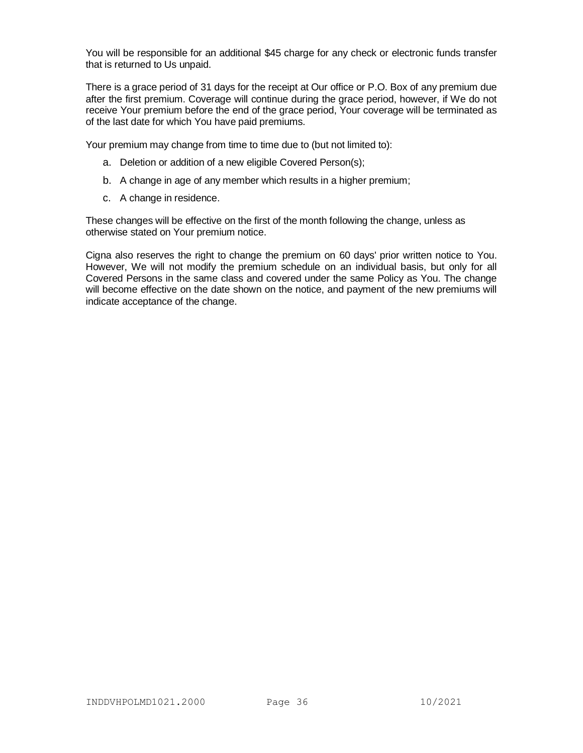You will be responsible for an additional $45 charge for any check or electronic funds transfer that is returned to Us unpaid.

There is a grace period of 31 days for the receipt at Our office or P.O. Box of any premium due after the first premium. Coverage will continue during the grace period, however, if We do not receive Your premium before the end of the grace period, Your coverage will be terminated as of the last date for which You have paid premiums.

Your premium may change from time to time due to (but not limited to):

a. Deletion or addition of a new eligible Covered Person(s);
b. A change in age of any member which results in a higher premium;
c. A change in residence.

These changes will be effective on the first of the month following the change, unless as otherwise stated on Your premium notice.

Cigna also reserves the right to change the premium on 60 days' prior written notice to You. However, We will not modify the premium schedule on an individual basis, but only for all Covered Persons in the same class and covered under the same Policy as You. The change will become effective on the date shown on the notice, and payment of the new premiums will indicate acceptance of the change.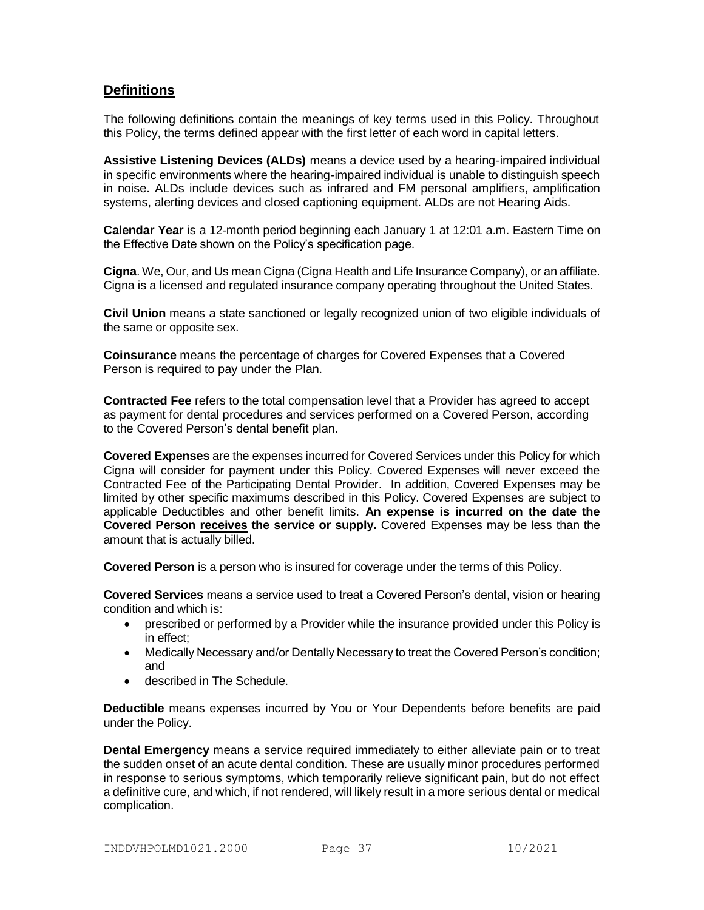## Definitions

The following definitions contain the meanings of key terms used in this Policy. Throughout this Policy, the terms defined appear with the first letter of each word in capital letters.

**Assistive Listening Devices (ALDs)** means a device used by a hearing-impaired individual in specific environments where the hearing-impaired individual is unable to distinguish speech in noise. ALDs include devices such as infrared and FM personal amplifiers, amplification systems, alerting devices and closed captioning equipment. ALDs are not Hearing Aids.

**Calendar Year** is a 12-month period beginning each January 1 at 12:01 a.m. Eastern Time on the Effective Date shown on the Policy's specification page.

**Cigna**. We, Our, and Us mean Cigna (Cigna Health and Life Insurance Company), or an affiliate. Cigna is a licensed and regulated insurance company operating throughout the United States.

**Civil Union** means a state sanctioned or legally recognized union of two eligible individuals of the same or opposite sex.

**Coinsurance** means the percentage of charges for Covered Expenses that a Covered Person is required to pay under the Plan.

**Contracted Fee** refers to the total compensation level that a Provider has agreed to accept as payment for dental procedures and services performed on a Covered Person, according to the Covered Person's dental benefit plan.

**Covered Expenses** are the expenses incurred for Covered Services under this Policy for which Cigna will consider for payment under this Policy. Covered Expenses will never exceed the Contracted Fee of the Participating Dental Provider. In addition, Covered Expenses may be limited by other specific maximums described in this Policy. Covered Expenses are subject to applicable Deductibles and other benefit limits. **An expense is incurred on the date the Covered Person <u>receives</u> the service or supply.** Covered Expenses may be less than the amount that is actually billed.

**Covered Person** is a person who is insured for coverage under the terms of this Policy.

**Covered Services** means a service used to treat a Covered Person's dental, vision or hearing condition and which is:

- prescribed or performed by a Provider while the insurance provided under this Policy is in effect;
- Medically Necessary and/or Dentally Necessary to treat the Covered Person's condition; and
- described in The Schedule.

**Deductible** means expenses incurred by You or Your Dependents before benefits are paid under the Policy.

**Dental Emergency** means a service required immediately to either alleviate pain or to treat the sudden onset of an acute dental condition. These are usually minor procedures performed in response to serious symptoms, which temporarily relieve significant pain, but do not effect a definitive cure, and which, if not rendered, will likely result in a more serious dental or medical complication.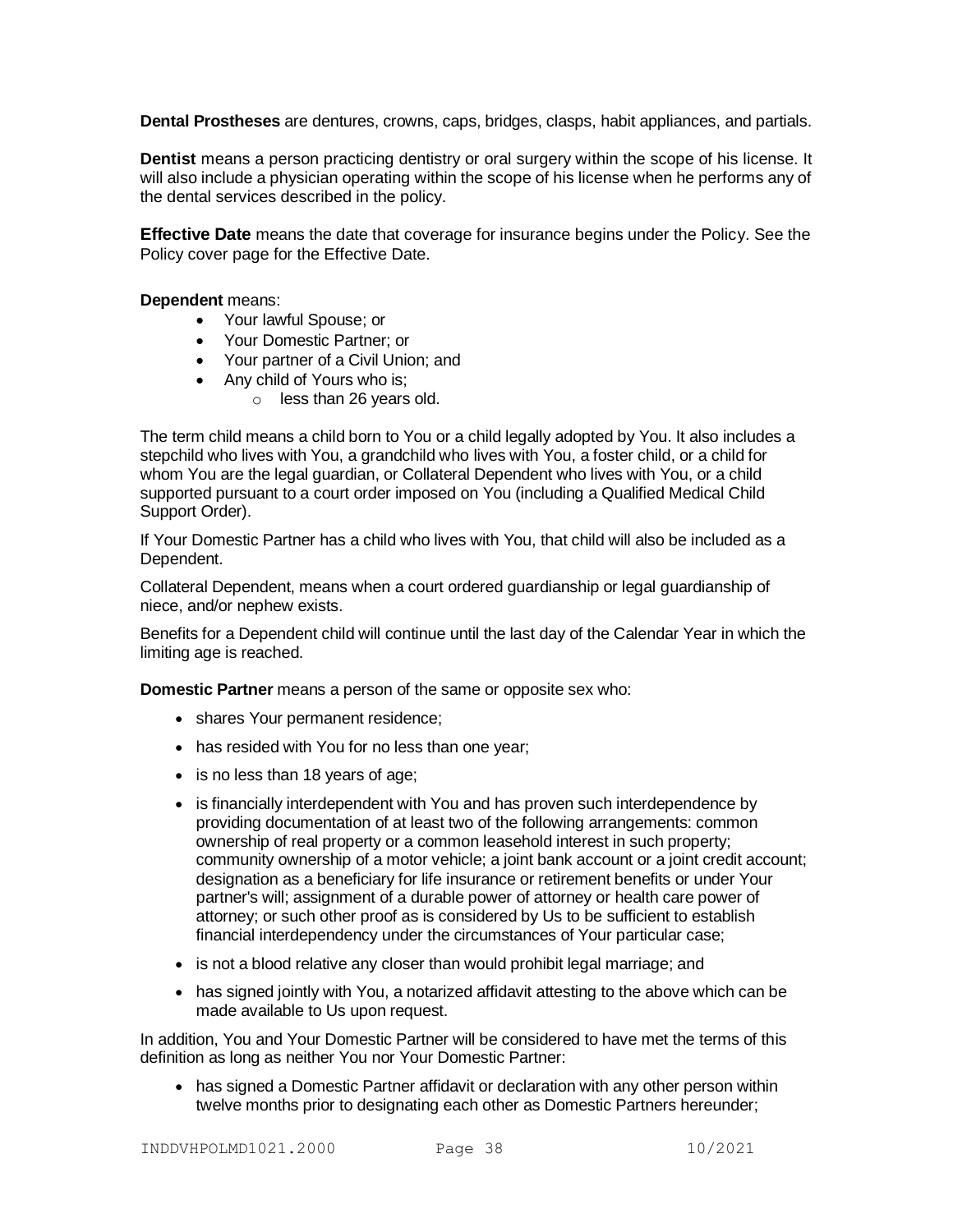**Dental Prostheses** are dentures, crowns, caps, bridges, clasps, habit appliances, and partials.

**Dentist** means a person practicing dentistry or oral surgery within the scope of his license. It will also include a physician operating within the scope of his license when he performs any of the dental services described in the policy.

**Effective Date** means the date that coverage for insurance begins under the Policy. See the Policy cover page for the Effective Date.

**Dependent** means:

- Your lawful Spouse; or
- Your Domestic Partner; or
- Your partner of a Civil Union; and
- Any child of Yours who is;
    - less than 26 years old.

The term child means a child born to You or a child legally adopted by You. It also includes a stepchild who lives with You, a grandchild who lives with You, a foster child, or a child for whom You are the legal guardian, or Collateral Dependent who lives with You, or a child supported pursuant to a court order imposed on You (including a Qualified Medical Child Support Order).

If Your Domestic Partner has a child who lives with You, that child will also be included as a Dependent.

Collateral Dependent, means when a court ordered guardianship or legal guardianship of niece, and/or nephew exists.

Benefits for a Dependent child will continue until the last day of the Calendar Year in which the limiting age is reached.

**Domestic Partner** means a person of the same or opposite sex who:

- shares Your permanent residence;
- has resided with You for no less than one year;
- is no less than 18 years of age;
- is financially interdependent with You and has proven such interdependence by providing documentation of at least two of the following arrangements: common ownership of real property or a common leasehold interest in such property; community ownership of a motor vehicle; a joint bank account or a joint credit account; designation as a beneficiary for life insurance or retirement benefits or under Your partner's will; assignment of a durable power of attorney or health care power of attorney; or such other proof as is considered by Us to be sufficient to establish financial interdependency under the circumstances of Your particular case;
- is not a blood relative any closer than would prohibit legal marriage; and
- has signed jointly with You, a notarized affidavit attesting to the above which can be made available to Us upon request.

In addition, You and Your Domestic Partner will be considered to have met the terms of this definition as long as neither You nor Your Domestic Partner:

- has signed a Domestic Partner affidavit or declaration with any other person within twelve months prior to designating each other as Domestic Partners hereunder;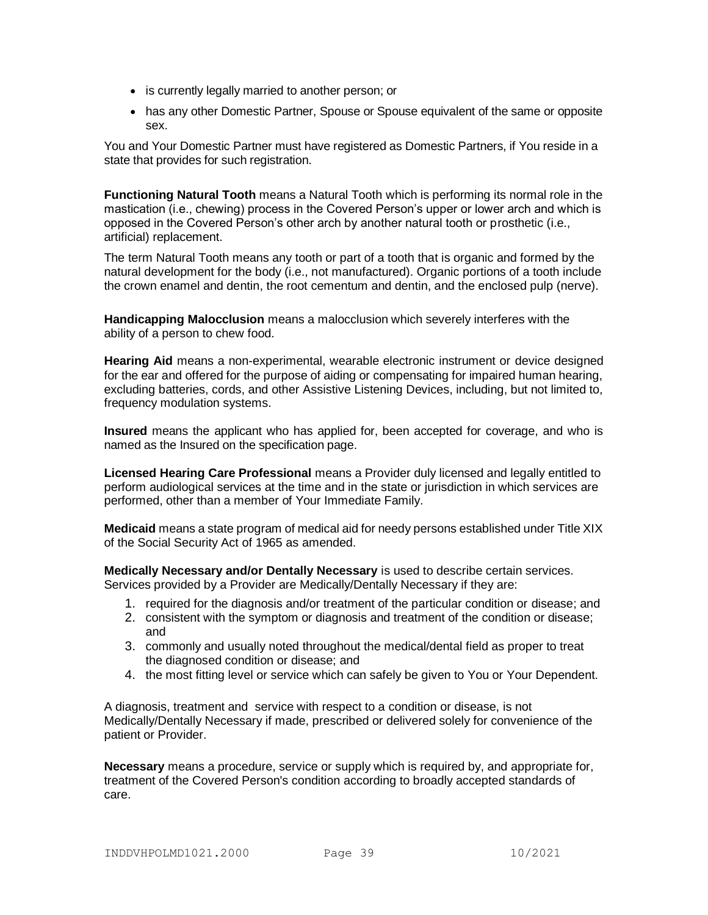- is currently legally married to another person; or
- has any other Domestic Partner, Spouse or Spouse equivalent of the same or opposite sex.

You and Your Domestic Partner must have registered as Domestic Partners, if You reside in a state that provides for such registration.

**Functioning Natural Tooth** means a Natural Tooth which is performing its normal role in the mastication (i.e., chewing) process in the Covered Person's upper or lower arch and which is opposed in the Covered Person's other arch by another natural tooth or prosthetic (i.e., artificial) replacement.

The term Natural Tooth means any tooth or part of a tooth that is organic and formed by the natural development for the body (i.e., not manufactured). Organic portions of a tooth include the crown enamel and dentin, the root cementum and dentin, and the enclosed pulp (nerve).

**Handicapping Malocclusion** means a malocclusion which severely interferes with the ability of a person to chew food.

**Hearing Aid** means a non-experimental, wearable electronic instrument or device designed for the ear and offered for the purpose of aiding or compensating for impaired human hearing, excluding batteries, cords, and other Assistive Listening Devices, including, but not limited to, frequency modulation systems.

**Insured** means the applicant who has applied for, been accepted for coverage, and who is named as the Insured on the specification page.

**Licensed Hearing Care Professional** means a Provider duly licensed and legally entitled to perform audiological services at the time and in the state or jurisdiction in which services are performed, other than a member of Your Immediate Family.

**Medicaid** means a state program of medical aid for needy persons established under Title XIX of the Social Security Act of 1965 as amended.

**Medically Necessary and/or Dentally Necessary** is used to describe certain services. Services provided by a Provider are Medically/Dentally Necessary if they are:

1. required for the diagnosis and/or treatment of the particular condition or disease; and
2. consistent with the symptom or diagnosis and treatment of the condition or disease; and
3. commonly and usually noted throughout the medical/dental field as proper to treat the diagnosed condition or disease; and
4. the most fitting level or service which can safely be given to You or Your Dependent.

A diagnosis, treatment and service with respect to a condition or disease, is not Medically/Dentally Necessary if made, prescribed or delivered solely for convenience of the patient or Provider.

**Necessary** means a procedure, service or supply which is required by, and appropriate for, treatment of the Covered Person's condition according to broadly accepted standards of care.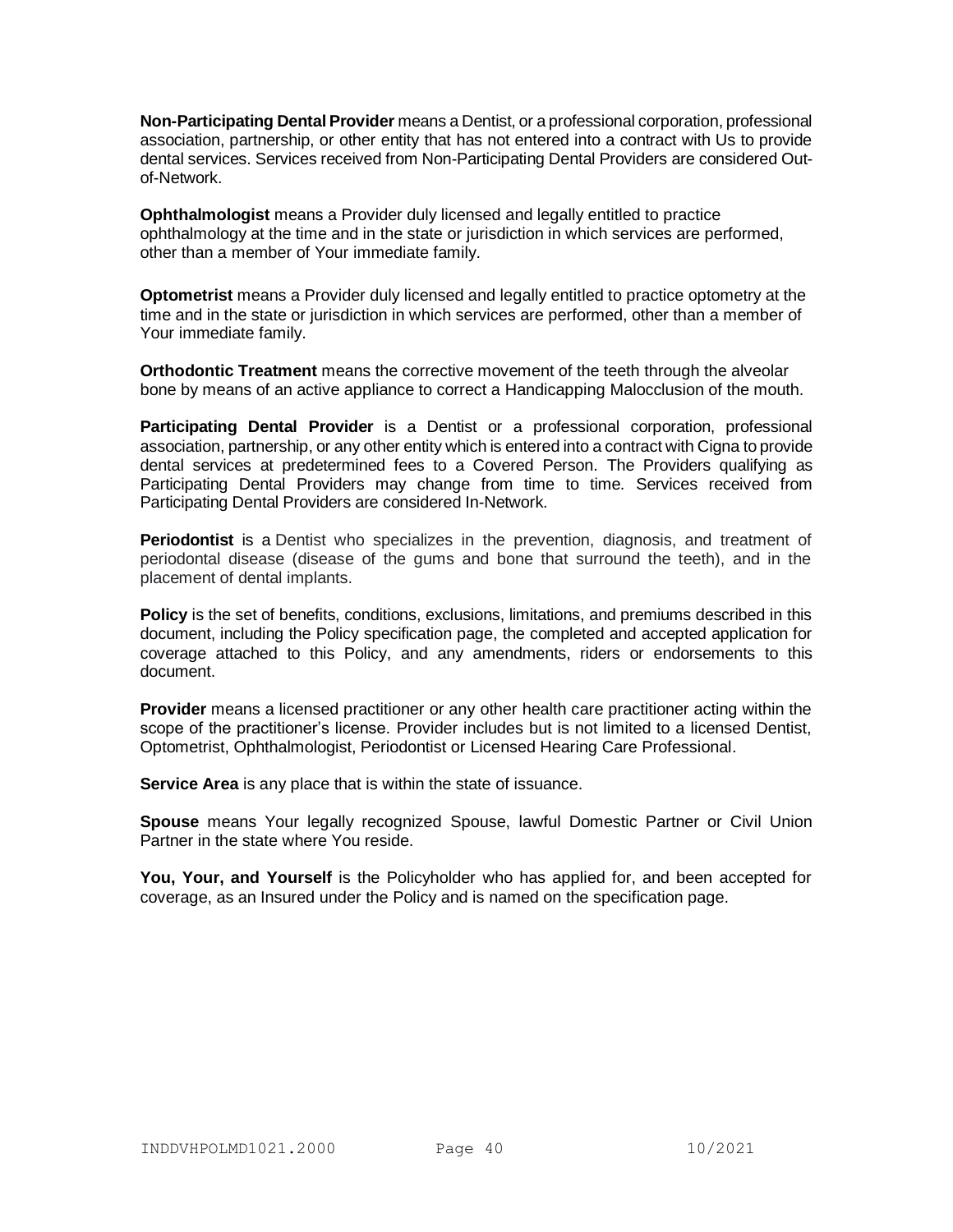**Non-Participating Dental Provider** means a Dentist, or a professional corporation, professional association, partnership, or other entity that has not entered into a contract with Us to provide dental services. Services received from Non-Participating Dental Providers are considered Out-of-Network.

**Ophthalmologist** means a Provider duly licensed and legally entitled to practice ophthalmology at the time and in the state or jurisdiction in which services are performed, other than a member of Your immediate family.

**Optometrist** means a Provider duly licensed and legally entitled to practice optometry at the time and in the state or jurisdiction in which services are performed, other than a member of Your immediate family.

**Orthodontic Treatment** means the corrective movement of the teeth through the alveolar bone by means of an active appliance to correct a Handicapping Malocclusion of the mouth.

**Participating Dental Provider** is a Dentist or a professional corporation, professional association, partnership, or any other entity which is entered into a contract with Cigna to provide dental services at predetermined fees to a Covered Person. The Providers qualifying as Participating Dental Providers may change from time to time. Services received from Participating Dental Providers are considered In-Network.

**Periodontist** is a Dentist who specializes in the prevention, diagnosis, and treatment of periodontal disease (disease of the gums and bone that surround the teeth), and in the placement of dental implants.

**Policy** is the set of benefits, conditions, exclusions, limitations, and premiums described in this document, including the Policy specification page, the completed and accepted application for coverage attached to this Policy, and any amendments, riders or endorsements to this document.

**Provider** means a licensed practitioner or any other health care practitioner acting within the scope of the practitioner's license. Provider includes but is not limited to a licensed Dentist, Optometrist, Ophthalmologist, Periodontist or Licensed Hearing Care Professional.

**Service Area** is any place that is within the state of issuance.

**Spouse** means Your legally recognized Spouse, lawful Domestic Partner or Civil Union Partner in the state where You reside.

**You, Your, and Yourself** is the Policyholder who has applied for, and been accepted for coverage, as an Insured under the Policy and is named on the specification page.